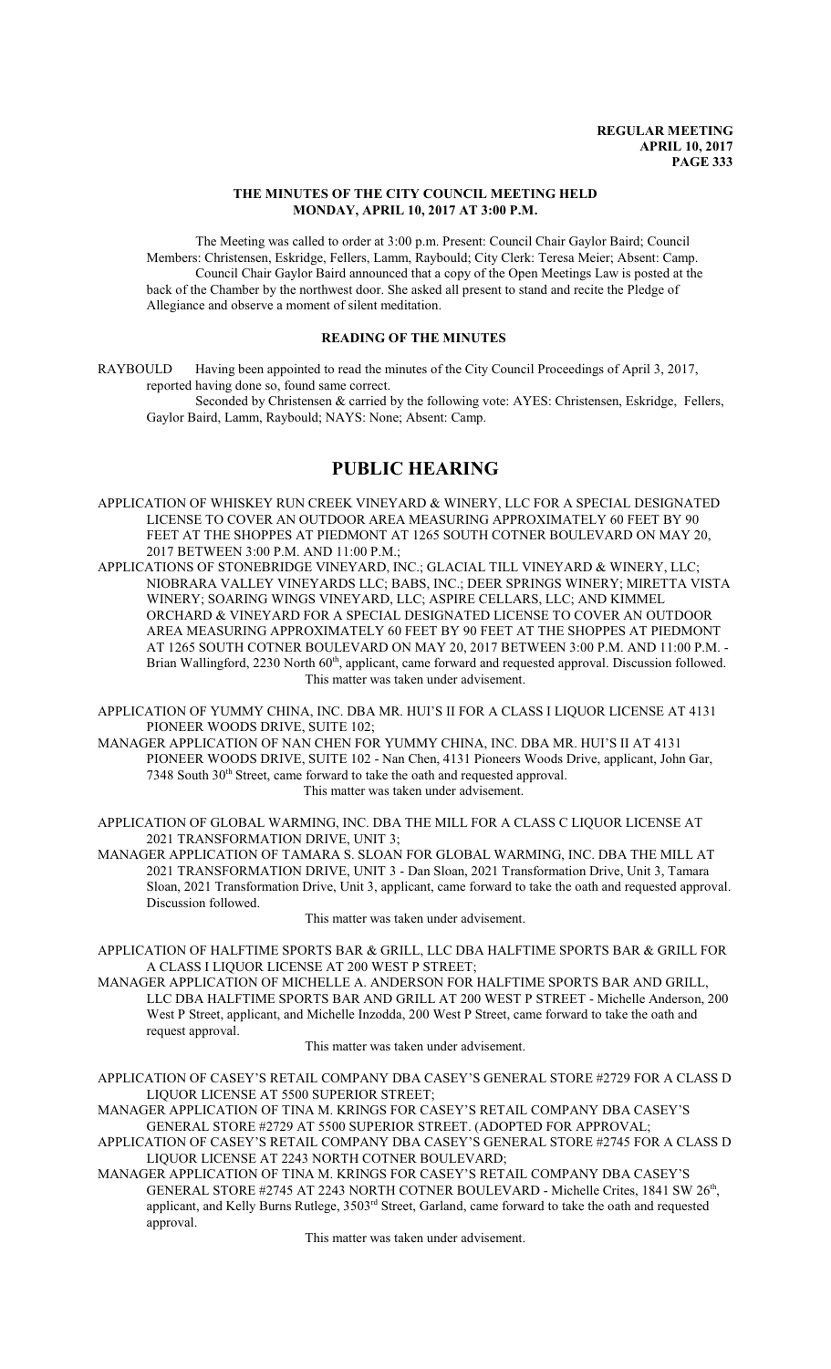# THE MINUTES OF THE CITY COUNCIL MEETING HELD MONDAY, APRIL 10, 2017 AT 3:00 P.M.

The Meeting was called to order at 3:00 p.m. Present: Council Chair Gaylor Baird; Council Members: Christensen, Eskridge, Fellers, Lamm, Raybould; City Clerk: Teresa Meier; Absent: Camp.

Council Chair Gaylor Baird announced that a copy of the Open Meetings Law is posted at the back of the Chamber by the northwest door. She asked all present to stand and recite the Pledge of Allegiance and observe a moment of silent meditation.

## READING OF THE MINUTES

RAYBOULD Having been appointed to read the minutes of the City Council Proceedings of April 3, 2017, reported having done so, found same correct.

Seconded by Christensen & carried by the following vote: AYES: Christensen, Eskridge, Fellers, Gaylor Baird, Lamm, Raybould; NAYS: None; Absent: Camp.

# PUBLIC HEARING

APPLICATION OF WHISKEY RUN CREEK VINEYARD & WINERY, LLC FOR A SPECIAL DESIGNATED LICENSE TO COVER AN OUTDOOR AREA MEASURING APPROXIMATELY 60 FEET BY 90 FEET AT THE SHOPPES AT PIEDMONT AT 1265 SOUTH COTNER BOULEVARD ON MAY 20, 2017 BETWEEN 3:00 P.M. AND 11:00 P.M.;

APPLICATIONS OF STONEBRIDGE VINEYARD, INC.; GLACIAL TILL VINEYARD & WINERY, LLC; NIOBRARA VALLEY VINEYARDS LLC; BABS, INC.; DEER SPRINGS WINERY; MIRETTA VISTA WINERY; SOARING WINGS VINEYARD, LLC; ASPIRE CELLARS, LLC; AND KIMMEL ORCHARD & VINEYARD FOR A SPECIAL DESIGNATED LICENSE TO COVER AN OUTDOOR AREA MEASURING APPROXIMATELY 60 FEET BY 90 FEET AT THE SHOPPES AT PIEDMONT AT 1265 SOUTH COTNER BOULEVARD ON MAY 20, 2017 BETWEEN 3:00 P.M. AND 11:00 P.M. - Brian Wallingford, 2230 North 60th, applicant, came forward and requested approval. Discussion followed.

This matter was taken under advisement.

APPLICATION OF YUMMY CHINA, INC. DBA MR. HUI'S II FOR A CLASS I LIQUOR LICENSE AT 4131 PIONEER WOODS DRIVE, SUITE 102;

MANAGER APPLICATION OF NAN CHEN FOR YUMMY CHINA, INC. DBA MR. HUI'S II AT 4131 PIONEER WOODS DRIVE, SUITE 102 - Nan Chen, 4131 Pioneers Woods Drive, applicant, John Gar, 7348 South 30th Street, came forward to take the oath and requested approval.

This matter was taken under advisement.

APPLICATION OF GLOBAL WARMING, INC. DBA THE MILL FOR A CLASS C LIQUOR LICENSE AT 2021 TRANSFORMATION DRIVE, UNIT 3;

MANAGER APPLICATION OF TAMARA S. SLOAN FOR GLOBAL WARMING, INC. DBA THE MILL AT 2021 TRANSFORMATION DRIVE, UNIT 3 - Dan Sloan, 2021 Transformation Drive, Unit 3, Tamara Sloan, 2021 Transformation Drive, Unit 3, applicant, came forward to take the oath and requested approval. Discussion followed.

This matter was taken under advisement.

APPLICATION OF HALFTIME SPORTS BAR & GRILL, LLC DBA HALFTIME SPORTS BAR & GRILL FOR A CLASS I LIQUOR LICENSE AT 200 WEST P STREET;

MANAGER APPLICATION OF MICHELLE A. ANDERSON FOR HALFTIME SPORTS BAR AND GRILL, LLC DBA HALFTIME SPORTS BAR AND GRILL AT 200 WEST P STREET - Michelle Anderson, 200 West P Street, applicant, and Michelle Inzodda, 200 West P Street, came forward to take the oath and request approval.

This matter was taken under advisement.

APPLICATION OF CASEY'S RETAIL COMPANY DBA CASEY'S GENERAL STORE #2729 FOR A CLASS D LIQUOR LICENSE AT 5500 SUPERIOR STREET;

MANAGER APPLICATION OF TINA M. KRINGS FOR CASEY'S RETAIL COMPANY DBA CASEY'S GENERAL STORE #2729 AT 5500 SUPERIOR STREET. (ADOPTED FOR APPROVAL;

APPLICATION OF CASEY'S RETAIL COMPANY DBA CASEY'S GENERAL STORE #2745 FOR A CLASS D LIQUOR LICENSE AT 2243 NORTH COTNER BOULEVARD;

MANAGER APPLICATION OF TINA M. KRINGS FOR CASEY'S RETAIL COMPANY DBA CASEY'S GENERAL STORE #2745 AT 2243 NORTH COTNER BOULEVARD - Michelle Crites, 1841 SW 26th, applicant, and Kelly Burns Rutlege, 3503rd Street, Garland, came forward to take the oath and requested approval.

This matter was taken under advisement.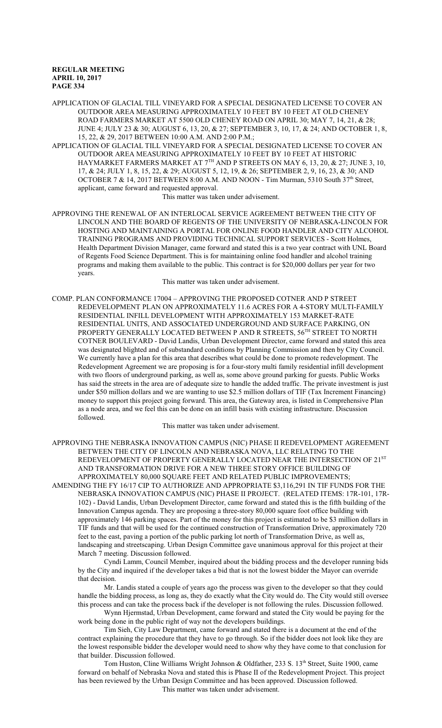APPLICATION OF GLACIAL TILL VINEYARD FOR A SPECIAL DESIGNATED LICENSE TO COVER AN OUTDOOR AREA MEASURING APPROXIMATELY 10 FEET BY 10 FEET AT OLD CHENEY ROAD FARMERS MARKET AT 5500 OLD CHENEY ROAD ON APRIL 30; MAY 7, 14, 21, & 28; JUNE 4; JULY 23 & 30; AUGUST 6, 13, 20, & 27; SEPTEMBER 3, 10, 17, & 24; AND OCTOBER 1, 8, 15, 22, & 29, 2017 BETWEEN 10:00 A.M. AND 2:00 P.M.;

APPLICATION OF GLACIAL TILL VINEYARD FOR A SPECIAL DESIGNATED LICENSE TO COVER AN OUTDOOR AREA MEASURING APPROXIMATELY 10 FEET BY 10 FEET AT HISTORIC HAYMARKET FARMERS MARKET AT 7TH AND P STREETS ON MAY 6, 13, 20, & 27; JUNE 3, 10, 17, & 24; JULY 1, 8, 15, 22, & 29; AUGUST 5, 12, 19, & 26; SEPTEMBER 2, 9, 16, 23, & 30; AND OCTOBER 7 & 14, 2017 BETWEEN 8:00 A.M. AND NOON - Tim Murman, 5310 South 37th Street, applicant, came forward and requested approval.

This matter was taken under advisement.

APPROVING THE RENEWAL OF AN INTERLOCAL SERVICE AGREEMENT BETWEEN THE CITY OF LINCOLN AND THE BOARD OF REGENTS OF THE UNIVERSITY OF NEBRASKA-LINCOLN FOR HOSTING AND MAINTAINING A PORTAL FOR ONLINE FOOD HANDLER AND CITY ALCOHOL TRAINING PROGRAMS AND PROVIDING TECHNICAL SUPPORT SERVICES - Scott Holmes, Health Department Division Manager, came forward and stated this is a two year contract with UNL Board of Regents Food Science Department. This is for maintaining online food handler and alcohol training programs and making them available to the public. This contract is for $20,000 dollars per year for two years.

This matter was taken under advisement.

COMP. PLAN CONFORMANCE 17004 – APPROVING THE PROPOSED COTNER AND P STREET REDEVELOPMENT PLAN ON APPROXIMATELY 11.6 ACRES FOR A 4-STORY MULTI-FAMILY RESIDENTIAL INFILL DEVELOPMENT WITH APPROXIMATELY 153 MARKET-RATE RESIDENTIAL UNITS, AND ASSOCIATED UNDERGROUND AND SURFACE PARKING, ON PROPERTY GENERALLY LOCATED BETWEEN P AND R STREETS, 56TH STREET TO NORTH COTNER BOULEVARD - David Landis, Urban Development Director, came forward and stated this area was designated blighted and of substandard conditions by Planning Commission and then by City Council. We currently have a plan for this area that describes what could be done to promote redevelopment. The Redevelopment Agreement we are proposing is for a four-story multi family residential infill development with two floors of underground parking, as well as, some above ground parking for guests. Public Works has said the streets in the area are of adequate size to handle the added traffic. The private investment is just under $50 million dollars and we are wanting to use $2.5 million dollars of TIF (Tax Increment Financing) money to support this project going forward. This area, the Gateway area, is listed in Comprehensive Plan as a node area, and we feel this can be done on an infill basis with existing infrastructure. Discussion followed.

This matter was taken under advisement.

APPROVING THE NEBRASKA INNOVATION CAMPUS (NIC) PHASE II REDEVELOPMENT AGREEMENT BETWEEN THE CITY OF LINCOLN AND NEBRASKA NOVA, LLC RELATING TO THE REDEVELOPMENT OF PROPERTY GENERALLY LOCATED NEAR THE INTERSECTION OF 21ST AND TRANSFORMATION DRIVE FOR A NEW THREE STORY OFFICE BUILDING OF APPROXIMATELY 80,000 SQUARE FEET AND RELATED PUBLIC IMPROVEMENTS;

AMENDING THE FY 16/17 CIP TO AUTHORIZE AND APPROPRIATE $3,116,291 IN TIF FUNDS FOR THE NEBRASKA INNOVATION CAMPUS (NIC) PHASE II PROJECT. (RELATED ITEMS: 17R-101, 17R-102) - David Landis, Urban Development Director, came forward and stated this is the fifth building of the Innovation Campus agenda. They are proposing a three-story 80,000 square foot office building with approximately 146 parking spaces. Part of the money for this project is estimated to be $3 million dollars in TIF funds and that will be used for the continued construction of Transformation Drive, approximately 720 feet to the east, paving a portion of the public parking lot north of Transformation Drive, as well as, landscaping and streetscaping. Urban Design Committee gave unanimous approval for this project at their March 7 meeting. Discussion followed.

Cyndi Lamm, Council Member, inquired about the bidding process and the developer running bids by the City and inquired if the developer takes a bid that is not the lowest bidder the Mayor can override that decision.

Mr. Landis stated a couple of years ago the process was given to the developer so that they could handle the bidding process, as long as, they do exactly what the City would do. The City would still oversee this process and can take the process back if the developer is not following the rules. Discussion followed.

Wynn Hjermstad, Urban Development, came forward and stated the City would be paying for the work being done in the public right of way not the developers buildings.

Tim Sieh, City Law Department, came forward and stated there is a document at the end of the contract explaining the procedure that they have to go through. So if the bidder does not look like they are the lowest responsible bidder the developer would need to show why they have come to that conclusion for that builder. Discussion followed.

Tom Huston, Cline Williams Wright Johnson & Oldfather, 233 S. 13th Street, Suite 1900, came forward on behalf of Nebraska Nova and stated this is Phase II of the Redevelopment Project. This project has been reviewed by the Urban Design Committee and has been approved. Discussion followed.

This matter was taken under advisement.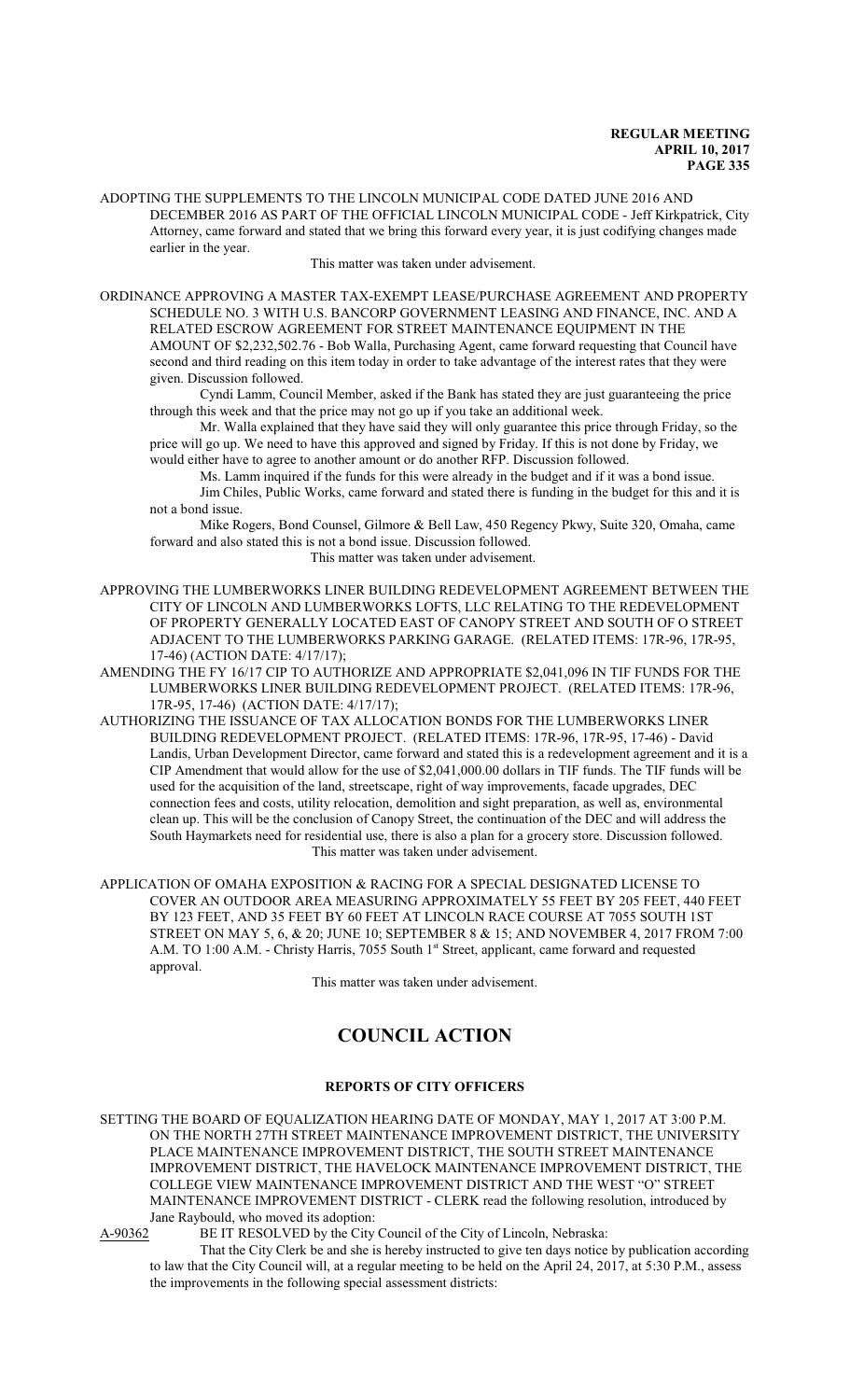ADOPTING THE SUPPLEMENTS TO THE LINCOLN MUNICIPAL CODE DATED JUNE 2016 AND DECEMBER 2016 AS PART OF THE OFFICIAL LINCOLN MUNICIPAL CODE - Jeff Kirkpatrick, City Attorney, came forward and stated that we bring this forward every year, it is just codifying changes made earlier in the year.

This matter was taken under advisement.

ORDINANCE APPROVING A MASTER TAX-EXEMPT LEASE/PURCHASE AGREEMENT AND PROPERTY SCHEDULE NO. 3 WITH U.S. BANCORP GOVERNMENT LEASING AND FINANCE, INC. AND A RELATED ESCROW AGREEMENT FOR STREET MAINTENANCE EQUIPMENT IN THE AMOUNT OF $2,232,502.76 - Bob Walla, Purchasing Agent, came forward requesting that Council have second and third reading on this item today in order to take advantage of the interest rates that they were given. Discussion followed.

Cyndi Lamm, Council Member, asked if the Bank has stated they are just guaranteeing the price through this week and that the price may not go up if you take an additional week.

Mr. Walla explained that they have said they will only guarantee this price through Friday, so the price will go up. We need to have this approved and signed by Friday. If this is not done by Friday, we would either have to agree to another amount or do another RFP. Discussion followed.

Ms. Lamm inquired if the funds for this were already in the budget and if it was a bond issue.

Jim Chiles, Public Works, came forward and stated there is funding in the budget for this and it is not a bond issue.

Mike Rogers, Bond Counsel, Gilmore & Bell Law, 450 Regency Pkwy, Suite 320, Omaha, came forward and also stated this is not a bond issue. Discussion followed.

This matter was taken under advisement.

APPROVING THE LUMBERWORKS LINER BUILDING REDEVELOPMENT AGREEMENT BETWEEN THE CITY OF LINCOLN AND LUMBERWORKS LOFTS, LLC RELATING TO THE REDEVELOPMENT OF PROPERTY GENERALLY LOCATED EAST OF CANOPY STREET AND SOUTH OF O STREET ADJACENT TO THE LUMBERWORKS PARKING GARAGE. (RELATED ITEMS: 17R-96, 17R-95, 17-46) (ACTION DATE: 4/17/17);

AMENDING THE FY 16/17 CIP TO AUTHORIZE AND APPROPRIATE $2,041,096 IN TIF FUNDS FOR THE LUMBERWORKS LINER BUILDING REDEVELOPMENT PROJECT. (RELATED ITEMS: 17R-96, 17R-95, 17-46) (ACTION DATE: 4/17/17);

AUTHORIZING THE ISSUANCE OF TAX ALLOCATION BONDS FOR THE LUMBERWORKS LINER BUILDING REDEVELOPMENT PROJECT. (RELATED ITEMS: 17R-96, 17R-95, 17-46) - David Landis, Urban Development Director, came forward and stated this is a redevelopment agreement and it is a CIP Amendment that would allow for the use of $2,041,000.00 dollars in TIF funds. The TIF funds will be used for the acquisition of the land, streetscape, right of way improvements, facade upgrades, DEC connection fees and costs, utility relocation, demolition and sight preparation, as well as, environmental clean up. This will be the conclusion of Canopy Street, the continuation of the DEC and will address the South Haymarkets need for residential use, there is also a plan for a grocery store. Discussion followed.

This matter was taken under advisement.

APPLICATION OF OMAHA EXPOSITION & RACING FOR A SPECIAL DESIGNATED LICENSE TO COVER AN OUTDOOR AREA MEASURING APPROXIMATELY 55 FEET BY 205 FEET, 440 FEET BY 123 FEET, AND 35 FEET BY 60 FEET AT LINCOLN RACE COURSE AT 7055 SOUTH 1ST STREET ON MAY 5, 6, & 20; JUNE 10; SEPTEMBER 8 & 15; AND NOVEMBER 4, 2017 FROM 7:00 A.M. TO 1:00 A.M. - Christy Harris, 7055 South 1st Street, applicant, came forward and requested approval.

This matter was taken under advisement.

# COUNCIL ACTION

## REPORTS OF CITY OFFICERS

SETTING THE BOARD OF EQUALIZATION HEARING DATE OF MONDAY, MAY 1, 2017 AT 3:00 P.M. ON THE NORTH 27TH STREET MAINTENANCE IMPROVEMENT DISTRICT, THE UNIVERSITY PLACE MAINTENANCE IMPROVEMENT DISTRICT, THE SOUTH STREET MAINTENANCE IMPROVEMENT DISTRICT, THE HAVELOCK MAINTENANCE IMPROVEMENT DISTRICT, THE COLLEGE VIEW MAINTENANCE IMPROVEMENT DISTRICT AND THE WEST "O" STREET MAINTENANCE IMPROVEMENT DISTRICT - CLERK read the following resolution, introduced by Jane Raybould, who moved its adoption:

A-90362 BE IT RESOLVED by the City Council of the City of Lincoln, Nebraska:

That the City Clerk be and she is hereby instructed to give ten days notice by publication according to law that the City Council will, at a regular meeting to be held on the April 24, 2017, at 5:30 P.M., assess the improvements in the following special assessment districts: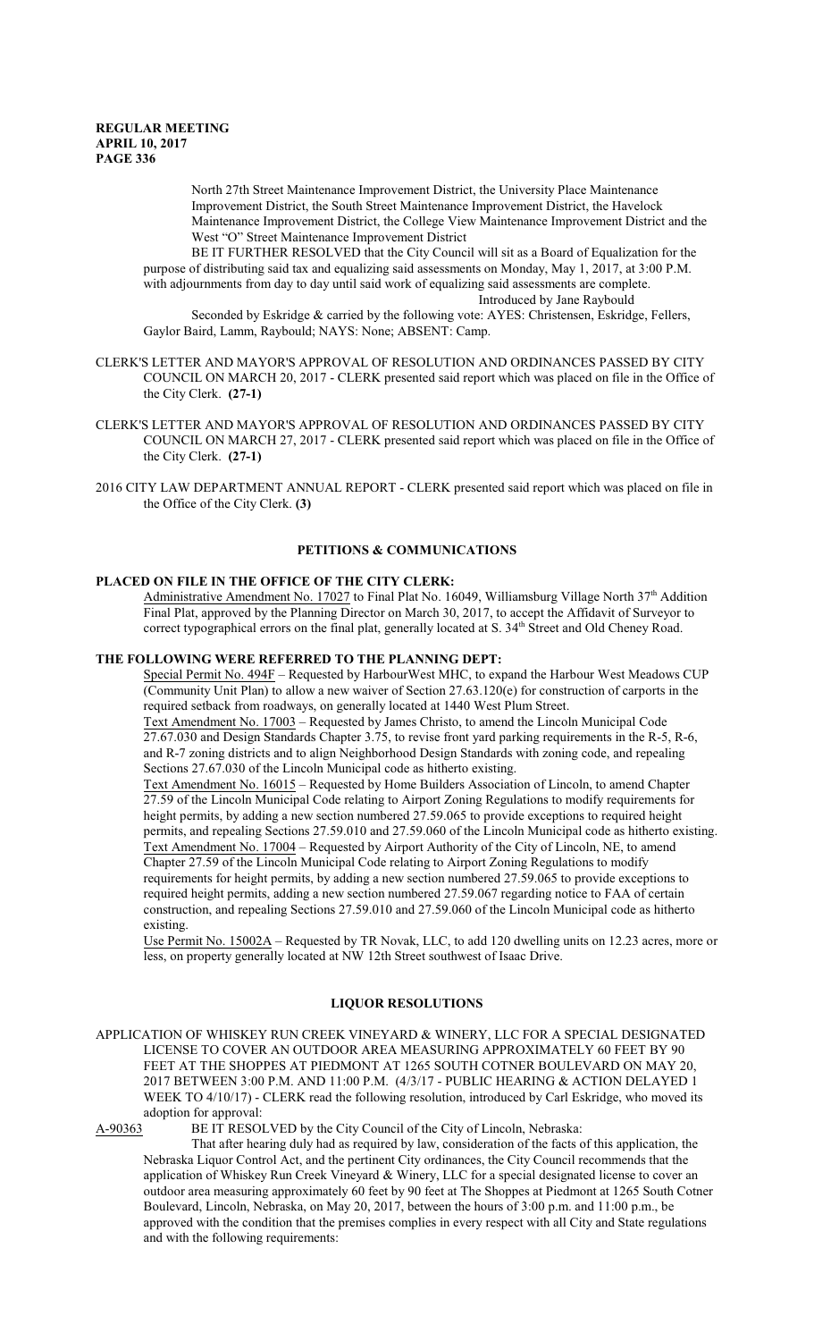North 27th Street Maintenance Improvement District, the University Place Maintenance Improvement District, the South Street Maintenance Improvement District, the Havelock Maintenance Improvement District, the College View Maintenance Improvement District and the West "O" Street Maintenance Improvement District

BE IT FURTHER RESOLVED that the City Council will sit as a Board of Equalization for the purpose of distributing said tax and equalizing said assessments on Monday, May 1, 2017, at 3:00 P.M. with adjournments from day to day until said work of equalizing said assessments are complete.

Introduced by Jane Raybould

Seconded by Eskridge & carried by the following vote: AYES: Christensen, Eskridge, Fellers, Gaylor Baird, Lamm, Raybould; NAYS: None; ABSENT: Camp.

CLERK'S LETTER AND MAYOR'S APPROVAL OF RESOLUTION AND ORDINANCES PASSED BY CITY COUNCIL ON MARCH 20, 2017 - CLERK presented said report which was placed on file in the Office of the City Clerk. **(27-1)**

CLERK'S LETTER AND MAYOR'S APPROVAL OF RESOLUTION AND ORDINANCES PASSED BY CITY COUNCIL ON MARCH 27, 2017 - CLERK presented said report which was placed on file in the Office of the City Clerk. **(27-1)**

2016 CITY LAW DEPARTMENT ANNUAL REPORT - CLERK presented said report which was placed on file in the Office of the City Clerk. **(3)**

## PETITIONS & COMMUNICATIONS

**PLACED ON FILE IN THE OFFICE OF THE CITY CLERK:**

Administrative Amendment No. 17027 to Final Plat No. 16049, Williamsburg Village North 37th Addition Final Plat, approved by the Planning Director on March 30, 2017, to accept the Affidavit of Surveyor to correct typographical errors on the final plat, generally located at S. 34th Street and Old Cheney Road.

**THE FOLLOWING WERE REFERRED TO THE PLANNING DEPT:**

Special Permit No. 494F – Requested by HarbourWest MHC, to expand the Harbour West Meadows CUP (Community Unit Plan) to allow a new waiver of Section 27.63.120(e) for construction of carports in the required setback from roadways, on generally located at 1440 West Plum Street.

Text Amendment No. 17003 – Requested by James Christo, to amend the Lincoln Municipal Code 27.67.030 and Design Standards Chapter 3.75, to revise front yard parking requirements in the R-5, R-6, and R-7 zoning districts and to align Neighborhood Design Standards with zoning code, and repealing Sections 27.67.030 of the Lincoln Municipal code as hitherto existing.

Text Amendment No. 16015 – Requested by Home Builders Association of Lincoln, to amend Chapter 27.59 of the Lincoln Municipal Code relating to Airport Zoning Regulations to modify requirements for height permits, by adding a new section numbered 27.59.065 to provide exceptions to required height permits, and repealing Sections 27.59.010 and 27.59.060 of the Lincoln Municipal code as hitherto existing.

Text Amendment No. 17004 – Requested by Airport Authority of the City of Lincoln, NE, to amend Chapter 27.59 of the Lincoln Municipal Code relating to Airport Zoning Regulations to modify requirements for height permits, by adding a new section numbered 27.59.065 to provide exceptions to required height permits, adding a new section numbered 27.59.067 regarding notice to FAA of certain construction, and repealing Sections 27.59.010 and 27.59.060 of the Lincoln Municipal code as hitherto existing.

Use Permit No. 15002A – Requested by TR Novak, LLC, to add 120 dwelling units on 12.23 acres, more or less, on property generally located at NW 12th Street southwest of Isaac Drive.

## LIQUOR RESOLUTIONS

APPLICATION OF WHISKEY RUN CREEK VINEYARD & WINERY, LLC FOR A SPECIAL DESIGNATED LICENSE TO COVER AN OUTDOOR AREA MEASURING APPROXIMATELY 60 FEET BY 90 FEET AT THE SHOPPES AT PIEDMONT AT 1265 SOUTH COTNER BOULEVARD ON MAY 20, 2017 BETWEEN 3:00 P.M. AND 11:00 P.M. (4/3/17 - PUBLIC HEARING & ACTION DELAYED 1 WEEK TO 4/10/17) - CLERK read the following resolution, introduced by Carl Eskridge, who moved its adoption for approval:

A-90363 BE IT RESOLVED by the City Council of the City of Lincoln, Nebraska:

That after hearing duly had as required by law, consideration of the facts of this application, the Nebraska Liquor Control Act, and the pertinent City ordinances, the City Council recommends that the application of Whiskey Run Creek Vineyard & Winery, LLC for a special designated license to cover an outdoor area measuring approximately 60 feet by 90 feet at The Shoppes at Piedmont at 1265 South Cotner Boulevard, Lincoln, Nebraska, on May 20, 2017, between the hours of 3:00 p.m. and 11:00 p.m., be approved with the condition that the premises complies in every respect with all City and State regulations and with the following requirements: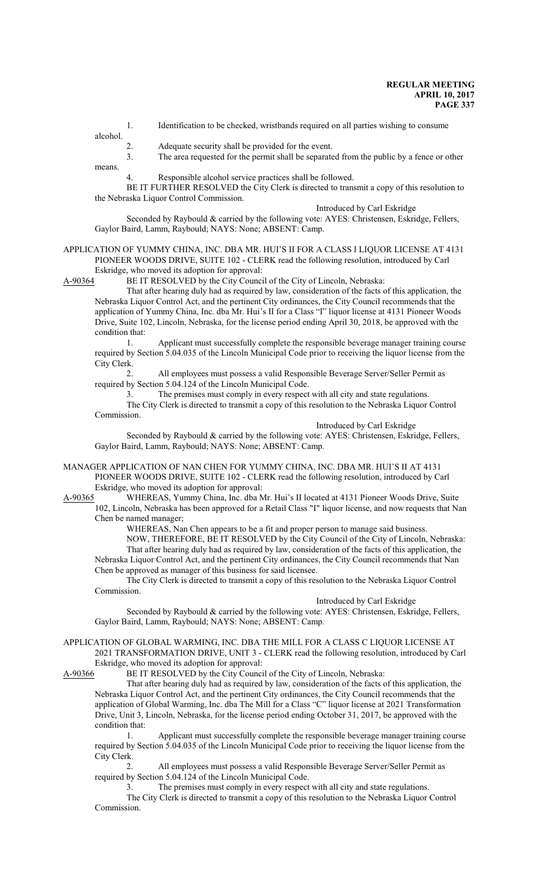1. Identification to be checked, wristbands required on all parties wishing to consume alcohol.

2. Adequate security shall be provided for the event.

3. The area requested for the permit shall be separated from the public by a fence or other means.

4. Responsible alcohol service practices shall be followed.

BE IT FURTHER RESOLVED the City Clerk is directed to transmit a copy of this resolution to the Nebraska Liquor Control Commission.

Introduced by Carl Eskridge

Seconded by Raybould & carried by the following vote: AYES: Christensen, Eskridge, Fellers, Gaylor Baird, Lamm, Raybould; NAYS: None; ABSENT: Camp.

APPLICATION OF YUMMY CHINA, INC. DBA MR. HUI'S II FOR A CLASS I LIQUOR LICENSE AT 4131 PIONEER WOODS DRIVE, SUITE 102 - CLERK read the following resolution, introduced by Carl Eskridge, who moved its adoption for approval:

A-90364 BE IT RESOLVED by the City Council of the City of Lincoln, Nebraska:

That after hearing duly had as required by law, consideration of the facts of this application, the Nebraska Liquor Control Act, and the pertinent City ordinances, the City Council recommends that the application of Yummy China, Inc. dba Mr. Hui's II for a Class "I" liquor license at 4131 Pioneer Woods Drive, Suite 102, Lincoln, Nebraska, for the license period ending April 30, 2018, be approved with the condition that:

1. Applicant must successfully complete the responsible beverage manager training course required by Section 5.04.035 of the Lincoln Municipal Code prior to receiving the liquor license from the City Clerk.

2. All employees must possess a valid Responsible Beverage Server/Seller Permit as required by Section 5.04.124 of the Lincoln Municipal Code.

3. The premises must comply in every respect with all city and state regulations.

The City Clerk is directed to transmit a copy of this resolution to the Nebraska Liquor Control Commission.

Introduced by Carl Eskridge

Seconded by Raybould & carried by the following vote: AYES: Christensen, Eskridge, Fellers, Gaylor Baird, Lamm, Raybould; NAYS: None; ABSENT: Camp.

MANAGER APPLICATION OF NAN CHEN FOR YUMMY CHINA, INC. DBA MR. HUI'S II AT 4131 PIONEER WOODS DRIVE, SUITE 102 - CLERK read the following resolution, introduced by Carl Eskridge, who moved its adoption for approval:

A-90365 WHEREAS, Yummy China, Inc. dba Mr. Hui's II located at 4131 Pioneer Woods Drive, Suite 102, Lincoln, Nebraska has been approved for a Retail Class "I" liquor license, and now requests that Nan Chen be named manager;

WHEREAS, Nan Chen appears to be a fit and proper person to manage said business.

NOW, THEREFORE, BE IT RESOLVED by the City Council of the City of Lincoln, Nebraska:

That after hearing duly had as required by law, consideration of the facts of this application, the Nebraska Liquor Control Act, and the pertinent City ordinances, the City Council recommends that Nan Chen be approved as manager of this business for said licensee.

The City Clerk is directed to transmit a copy of this resolution to the Nebraska Liquor Control Commission.

Introduced by Carl Eskridge

Seconded by Raybould & carried by the following vote: AYES: Christensen, Eskridge, Fellers, Gaylor Baird, Lamm, Raybould; NAYS: None; ABSENT: Camp.

APPLICATION OF GLOBAL WARMING, INC. DBA THE MILL FOR A CLASS C LIQUOR LICENSE AT 2021 TRANSFORMATION DRIVE, UNIT 3 - CLERK read the following resolution, introduced by Carl Eskridge, who moved its adoption for approval:

A-90366 BE IT RESOLVED by the City Council of the City of Lincoln, Nebraska:

That after hearing duly had as required by law, consideration of the facts of this application, the Nebraska Liquor Control Act, and the pertinent City ordinances, the City Council recommends that the application of Global Warming, Inc. dba The Mill for a Class "C" liquor license at 2021 Transformation Drive, Unit 3, Lincoln, Nebraska, for the license period ending October 31, 2017, be approved with the condition that:

1. Applicant must successfully complete the responsible beverage manager training course required by Section 5.04.035 of the Lincoln Municipal Code prior to receiving the liquor license from the City Clerk.

2. All employees must possess a valid Responsible Beverage Server/Seller Permit as required by Section 5.04.124 of the Lincoln Municipal Code.

3. The premises must comply in every respect with all city and state regulations.

The City Clerk is directed to transmit a copy of this resolution to the Nebraska Liquor Control Commission.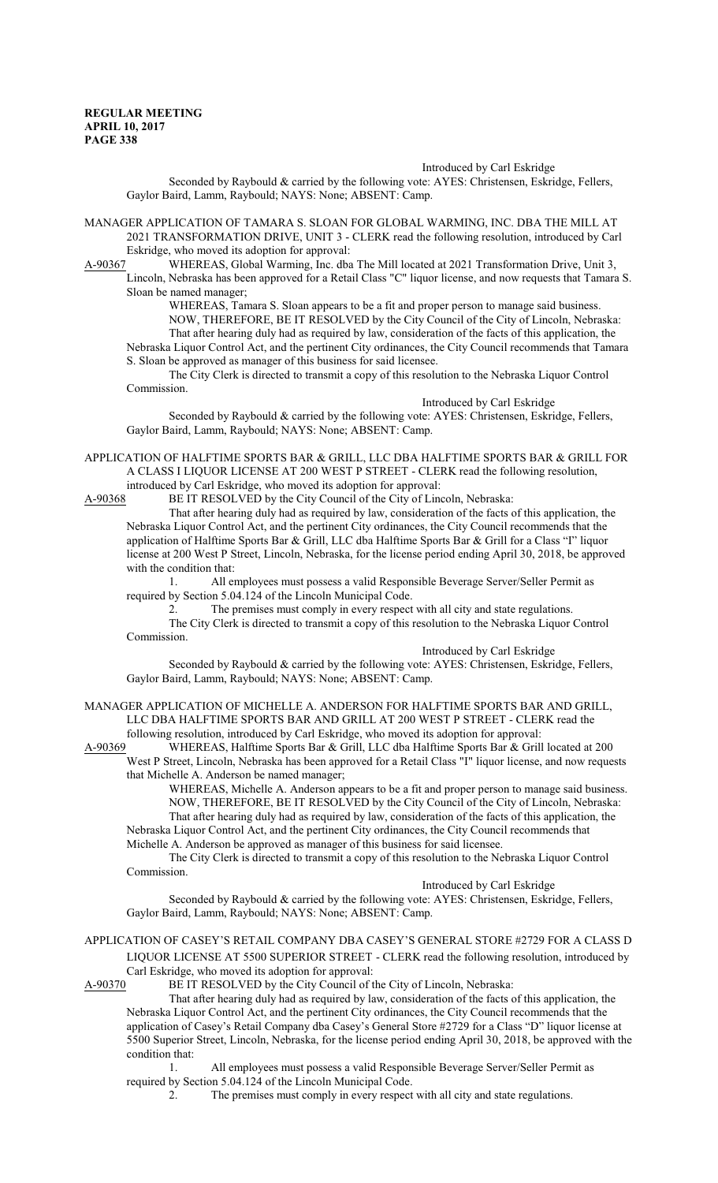Introduced by Carl Eskridge

Seconded by Raybould & carried by the following vote: AYES: Christensen, Eskridge, Fellers, Gaylor Baird, Lamm, Raybould; NAYS: None; ABSENT: Camp.

MANAGER APPLICATION OF TAMARA S. SLOAN FOR GLOBAL WARMING, INC. DBA THE MILL AT 2021 TRANSFORMATION DRIVE, UNIT 3 - CLERK read the following resolution, introduced by Carl Eskridge, who moved its adoption for approval:

A-90367 WHEREAS, Global Warming, Inc. dba The Mill located at 2021 Transformation Drive, Unit 3, Lincoln, Nebraska has been approved for a Retail Class "C" liquor license, and now requests that Tamara S. Sloan be named manager;

WHEREAS, Tamara S. Sloan appears to be a fit and proper person to manage said business.

NOW, THEREFORE, BE IT RESOLVED by the City Council of the City of Lincoln, Nebraska:

That after hearing duly had as required by law, consideration of the facts of this application, the Nebraska Liquor Control Act, and the pertinent City ordinances, the City Council recommends that Tamara S. Sloan be approved as manager of this business for said licensee.

The City Clerk is directed to transmit a copy of this resolution to the Nebraska Liquor Control Commission.

Introduced by Carl Eskridge

Seconded by Raybould & carried by the following vote: AYES: Christensen, Eskridge, Fellers, Gaylor Baird, Lamm, Raybould; NAYS: None; ABSENT: Camp.

APPLICATION OF HALFTIME SPORTS BAR & GRILL, LLC DBA HALFTIME SPORTS BAR & GRILL FOR A CLASS I LIQUOR LICENSE AT 200 WEST P STREET - CLERK read the following resolution, introduced by Carl Eskridge, who moved its adoption for approval:

A-90368 BE IT RESOLVED by the City Council of the City of Lincoln, Nebraska:

That after hearing duly had as required by law, consideration of the facts of this application, the Nebraska Liquor Control Act, and the pertinent City ordinances, the City Council recommends that the application of Halftime Sports Bar & Grill, LLC dba Halftime Sports Bar & Grill for a Class "I" liquor license at 200 West P Street, Lincoln, Nebraska, for the license period ending April 30, 2018, be approved with the condition that:

1. All employees must possess a valid Responsible Beverage Server/Seller Permit as required by Section 5.04.124 of the Lincoln Municipal Code.

2. The premises must comply in every respect with all city and state regulations.

The City Clerk is directed to transmit a copy of this resolution to the Nebraska Liquor Control Commission.

Introduced by Carl Eskridge

Seconded by Raybould & carried by the following vote: AYES: Christensen, Eskridge, Fellers, Gaylor Baird, Lamm, Raybould; NAYS: None; ABSENT: Camp.

MANAGER APPLICATION OF MICHELLE A. ANDERSON FOR HALFTIME SPORTS BAR AND GRILL, LLC DBA HALFTIME SPORTS BAR AND GRILL AT 200 WEST P STREET - CLERK read the following resolution, introduced by Carl Eskridge, who moved its adoption for approval:

A-90369 WHEREAS, Halftime Sports Bar & Grill, LLC dba Halftime Sports Bar & Grill located at 200 West P Street, Lincoln, Nebraska has been approved for a Retail Class "I" liquor license, and now requests that Michelle A. Anderson be named manager;

WHEREAS, Michelle A. Anderson appears to be a fit and proper person to manage said business.

NOW, THEREFORE, BE IT RESOLVED by the City Council of the City of Lincoln, Nebraska:

That after hearing duly had as required by law, consideration of the facts of this application, the Nebraska Liquor Control Act, and the pertinent City ordinances, the City Council recommends that Michelle A. Anderson be approved as manager of this business for said licensee.

The City Clerk is directed to transmit a copy of this resolution to the Nebraska Liquor Control Commission.

Introduced by Carl Eskridge

Seconded by Raybould & carried by the following vote: AYES: Christensen, Eskridge, Fellers, Gaylor Baird, Lamm, Raybould; NAYS: None; ABSENT: Camp.

APPLICATION OF CASEY'S RETAIL COMPANY DBA CASEY'S GENERAL STORE #2729 FOR A CLASS D LIQUOR LICENSE AT 5500 SUPERIOR STREET - CLERK read the following resolution, introduced by Carl Eskridge, who moved its adoption for approval:

A-90370 BE IT RESOLVED by the City Council of the City of Lincoln, Nebraska:

That after hearing duly had as required by law, consideration of the facts of this application, the Nebraska Liquor Control Act, and the pertinent City ordinances, the City Council recommends that the application of Casey's Retail Company dba Casey's General Store #2729 for a Class "D" liquor license at 5500 Superior Street, Lincoln, Nebraska, for the license period ending April 30, 2018, be approved with the condition that:

1. All employees must possess a valid Responsible Beverage Server/Seller Permit as required by Section 5.04.124 of the Lincoln Municipal Code.

2. The premises must comply in every respect with all city and state regulations.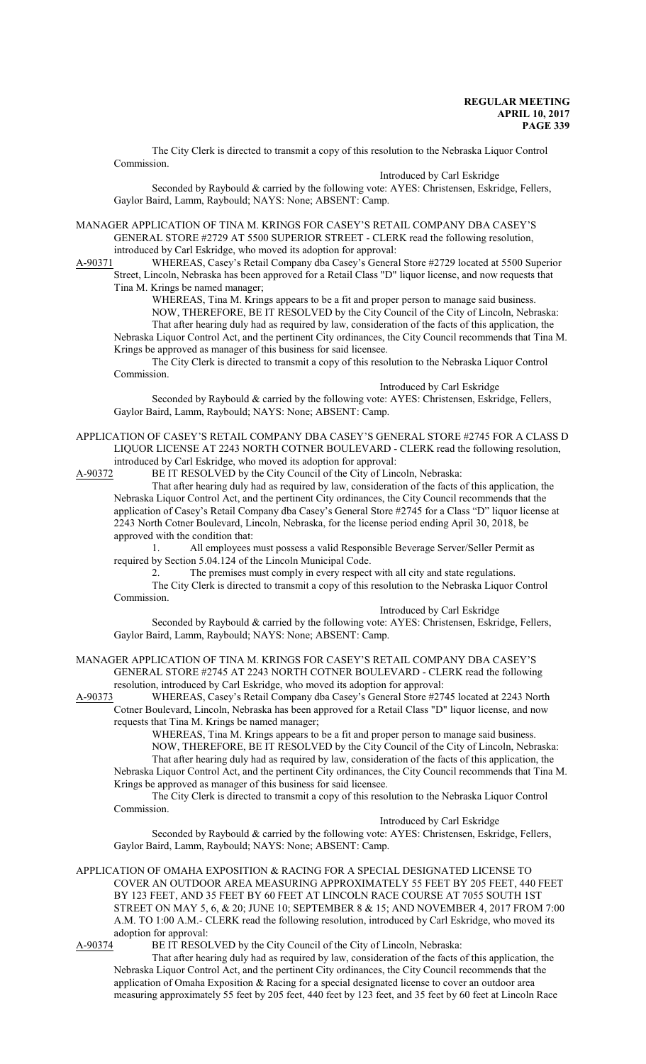The City Clerk is directed to transmit a copy of this resolution to the Nebraska Liquor Control Commission.

Introduced by Carl Eskridge

Seconded by Raybould & carried by the following vote: AYES: Christensen, Eskridge, Fellers, Gaylor Baird, Lamm, Raybould; NAYS: None; ABSENT: Camp.

MANAGER APPLICATION OF TINA M. KRINGS FOR CASEY'S RETAIL COMPANY DBA CASEY'S GENERAL STORE #2729 AT 5500 SUPERIOR STREET - CLERK read the following resolution, introduced by Carl Eskridge, who moved its adoption for approval:

A-90371 WHEREAS, Casey's Retail Company dba Casey's General Store #2729 located at 5500 Superior Street, Lincoln, Nebraska has been approved for a Retail Class "D" liquor license, and now requests that Tina M. Krings be named manager;

WHEREAS, Tina M. Krings appears to be a fit and proper person to manage said business.

NOW, THEREFORE, BE IT RESOLVED by the City Council of the City of Lincoln, Nebraska: That after hearing duly had as required by law, consideration of the facts of this application, the Nebraska Liquor Control Act, and the pertinent City ordinances, the City Council recommends that Tina M. Krings be approved as manager of this business for said licensee.

The City Clerk is directed to transmit a copy of this resolution to the Nebraska Liquor Control Commission.

Introduced by Carl Eskridge

Seconded by Raybould & carried by the following vote: AYES: Christensen, Eskridge, Fellers, Gaylor Baird, Lamm, Raybould; NAYS: None; ABSENT: Camp.

APPLICATION OF CASEY'S RETAIL COMPANY DBA CASEY'S GENERAL STORE #2745 FOR A CLASS D LIQUOR LICENSE AT 2243 NORTH COTNER BOULEVARD - CLERK read the following resolution, introduced by Carl Eskridge, who moved its adoption for approval:

A-90372 BE IT RESOLVED by the City Council of the City of Lincoln, Nebraska:

That after hearing duly had as required by law, consideration of the facts of this application, the Nebraska Liquor Control Act, and the pertinent City ordinances, the City Council recommends that the application of Casey's Retail Company dba Casey's General Store #2745 for a Class "D" liquor license at 2243 North Cotner Boulevard, Lincoln, Nebraska, for the license period ending April 30, 2018, be approved with the condition that:

1. All employees must possess a valid Responsible Beverage Server/Seller Permit as required by Section 5.04.124 of the Lincoln Municipal Code.
2. The premises must comply in every respect with all city and state regulations.

The City Clerk is directed to transmit a copy of this resolution to the Nebraska Liquor Control Commission.

Introduced by Carl Eskridge

Seconded by Raybould & carried by the following vote: AYES: Christensen, Eskridge, Fellers, Gaylor Baird, Lamm, Raybould; NAYS: None; ABSENT: Camp.

MANAGER APPLICATION OF TINA M. KRINGS FOR CASEY'S RETAIL COMPANY DBA CASEY'S GENERAL STORE #2745 AT 2243 NORTH COTNER BOULEVARD - CLERK read the following resolution, introduced by Carl Eskridge, who moved its adoption for approval:

A-90373 WHEREAS, Casey's Retail Company dba Casey's General Store #2745 located at 2243 North Cotner Boulevard, Lincoln, Nebraska has been approved for a Retail Class "D" liquor license, and now requests that Tina M. Krings be named manager;

WHEREAS, Tina M. Krings appears to be a fit and proper person to manage said business.

NOW, THEREFORE, BE IT RESOLVED by the City Council of the City of Lincoln, Nebraska: That after hearing duly had as required by law, consideration of the facts of this application, the Nebraska Liquor Control Act, and the pertinent City ordinances, the City Council recommends that Tina M. Krings be approved as manager of this business for said licensee.

The City Clerk is directed to transmit a copy of this resolution to the Nebraska Liquor Control Commission.

Introduced by Carl Eskridge

Seconded by Raybould & carried by the following vote: AYES: Christensen, Eskridge, Fellers, Gaylor Baird, Lamm, Raybould; NAYS: None; ABSENT: Camp.

APPLICATION OF OMAHA EXPOSITION & RACING FOR A SPECIAL DESIGNATED LICENSE TO COVER AN OUTDOOR AREA MEASURING APPROXIMATELY 55 FEET BY 205 FEET, 440 FEET BY 123 FEET, AND 35 FEET BY 60 FEET AT LINCOLN RACE COURSE AT 7055 SOUTH 1ST STREET ON MAY 5, 6, & 20; JUNE 10; SEPTEMBER 8 & 15; AND NOVEMBER 4, 2017 FROM 7:00 A.M. TO 1:00 A.M.- CLERK read the following resolution, introduced by Carl Eskridge, who moved its adoption for approval:

A-90374 BE IT RESOLVED by the City Council of the City of Lincoln, Nebraska:

That after hearing duly had as required by law, consideration of the facts of this application, the Nebraska Liquor Control Act, and the pertinent City ordinances, the City Council recommends that the application of Omaha Exposition & Racing for a special designated license to cover an outdoor area measuring approximately 55 feet by 205 feet, 440 feet by 123 feet, and 35 feet by 60 feet at Lincoln Race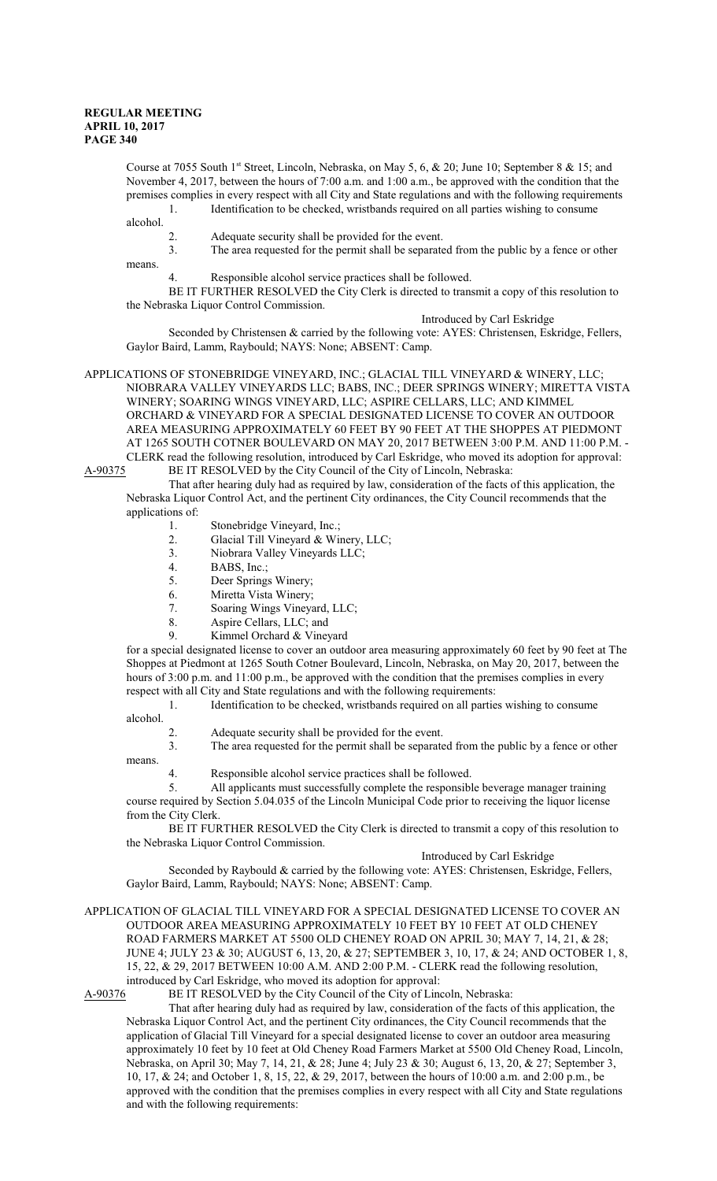Course at 7055 South 1st Street, Lincoln, Nebraska, on May 5, 6, & 20; June 10; September 8 & 15; and November 4, 2017, between the hours of 7:00 a.m. and 1:00 a.m., be approved with the condition that the premises complies in every respect with all City and State regulations and with the following requirements

1. Identification to be checked, wristbands required on all parties wishing to consume alcohol.
2. Adequate security shall be provided for the event.
3. The area requested for the permit shall be separated from the public by a fence or other means.
4. Responsible alcohol service practices shall be followed.

BE IT FURTHER RESOLVED the City Clerk is directed to transmit a copy of this resolution to the Nebraska Liquor Control Commission.

Introduced by Carl Eskridge

Seconded by Christensen & carried by the following vote: AYES: Christensen, Eskridge, Fellers, Gaylor Baird, Lamm, Raybould; NAYS: None; ABSENT: Camp.

APPLICATIONS OF STONEBRIDGE VINEYARD, INC.; GLACIAL TILL VINEYARD & WINERY, LLC; NIOBRARA VALLEY VINEYARDS LLC; BABS, INC.; DEER SPRINGS WINERY; MIRETTA VISTA WINERY; SOARING WINGS VINEYARD, LLC; ASPIRE CELLARS, LLC; AND KIMMEL ORCHARD & VINEYARD FOR A SPECIAL DESIGNATED LICENSE TO COVER AN OUTDOOR AREA MEASURING APPROXIMATELY 60 FEET BY 90 FEET AT THE SHOPPES AT PIEDMONT AT 1265 SOUTH COTNER BOULEVARD ON MAY 20, 2017 BETWEEN 3:00 P.M. AND 11:00 P.M. - CLERK read the following resolution, introduced by Carl Eskridge, who moved its adoption for approval:

A-90375 BE IT RESOLVED by the City Council of the City of Lincoln, Nebraska:

That after hearing duly had as required by law, consideration of the facts of this application, the Nebraska Liquor Control Act, and the pertinent City ordinances, the City Council recommends that the applications of:

1. Stonebridge Vineyard, Inc.;
2. Glacial Till Vineyard & Winery, LLC;
3. Niobrara Valley Vineyards LLC;
4. BABS, Inc.;
5. Deer Springs Winery;
6. Miretta Vista Winery;
7. Soaring Wings Vineyard, LLC;
8. Aspire Cellars, LLC; and
9. Kimmel Orchard & Vineyard

for a special designated license to cover an outdoor area measuring approximately 60 feet by 90 feet at The Shoppes at Piedmont at 1265 South Cotner Boulevard, Lincoln, Nebraska, on May 20, 2017, between the hours of 3:00 p.m. and 11:00 p.m., be approved with the condition that the premises complies in every respect with all City and State regulations and with the following requirements:

1. Identification to be checked, wristbands required on all parties wishing to consume alcohol.
2. Adequate security shall be provided for the event.
3. The area requested for the permit shall be separated from the public by a fence or other means.
4. Responsible alcohol service practices shall be followed.
5. All applicants must successfully complete the responsible beverage manager training course required by Section 5.04.035 of the Lincoln Municipal Code prior to receiving the liquor license from the City Clerk.

BE IT FURTHER RESOLVED the City Clerk is directed to transmit a copy of this resolution to the Nebraska Liquor Control Commission.

Introduced by Carl Eskridge

Seconded by Raybould & carried by the following vote: AYES: Christensen, Eskridge, Fellers, Gaylor Baird, Lamm, Raybould; NAYS: None; ABSENT: Camp.

APPLICATION OF GLACIAL TILL VINEYARD FOR A SPECIAL DESIGNATED LICENSE TO COVER AN OUTDOOR AREA MEASURING APPROXIMATELY 10 FEET BY 10 FEET AT OLD CHENEY ROAD FARMERS MARKET AT 5500 OLD CHENEY ROAD ON APRIL 30; MAY 7, 14, 21, & 28; JUNE 4; JULY 23 & 30; AUGUST 6, 13, 20, & 27; SEPTEMBER 3, 10, 17, & 24; AND OCTOBER 1, 8, 15, 22, & 29, 2017 BETWEEN 10:00 A.M. AND 2:00 P.M. - CLERK read the following resolution, introduced by Carl Eskridge, who moved its adoption for approval:

A-90376 BE IT RESOLVED by the City Council of the City of Lincoln, Nebraska:

That after hearing duly had as required by law, consideration of the facts of this application, the Nebraska Liquor Control Act, and the pertinent City ordinances, the City Council recommends that the application of Glacial Till Vineyard for a special designated license to cover an outdoor area measuring approximately 10 feet by 10 feet at Old Cheney Road Farmers Market at 5500 Old Cheney Road, Lincoln, Nebraska, on April 30; May 7, 14, 21, & 28; June 4; July 23 & 30; August 6, 13, 20, & 27; September 3, 10, 17, & 24; and October 1, 8, 15, 22, & 29, 2017, between the hours of 10:00 a.m. and 2:00 p.m., be approved with the condition that the premises complies in every respect with all City and State regulations and with the following requirements: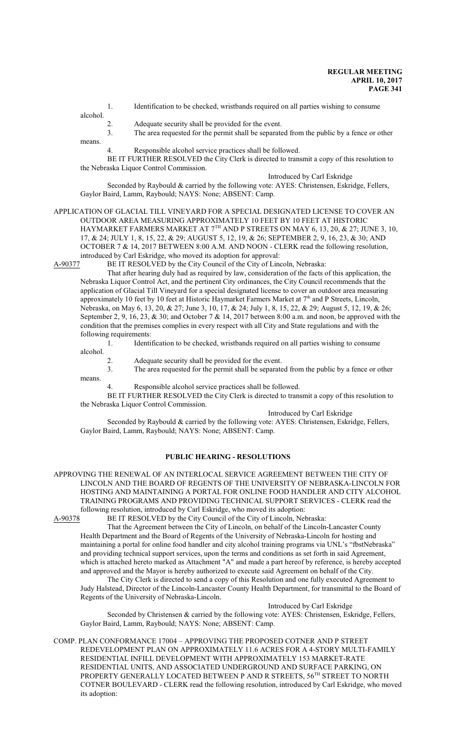1. Identification to be checked, wristbands required on all parties wishing to consume alcohol.

2. Adequate security shall be provided for the event.

3. The area requested for the permit shall be separated from the public by a fence or other means.

4. Responsible alcohol service practices shall be followed.

BE IT FURTHER RESOLVED the City Clerk is directed to transmit a copy of this resolution to the Nebraska Liquor Control Commission.

Introduced by Carl Eskridge

Seconded by Raybould & carried by the following vote: AYES: Christensen, Eskridge, Fellers, Gaylor Baird, Lamm, Raybould; NAYS: None; ABSENT: Camp.

APPLICATION OF GLACIAL TILL VINEYARD FOR A SPECIAL DESIGNATED LICENSE TO COVER AN OUTDOOR AREA MEASURING APPROXIMATELY 10 FEET BY 10 FEET AT HISTORIC HAYMARKET FARMERS MARKET AT 7TH AND P STREETS ON MAY 6, 13, 20, & 27; JUNE 3, 10, 17, & 24; JULY 1, 8, 15, 22, & 29; AUGUST 5, 12, 19, & 26; SEPTEMBER 2, 9, 16, 23, & 30; AND OCTOBER 7 & 14, 2017 BETWEEN 8:00 A.M. AND NOON - CLERK read the following resolution, introduced by Carl Eskridge, who moved its adoption for approval:

A-90377 BE IT RESOLVED by the City Council of the City of Lincoln, Nebraska:

That after hearing duly had as required by law, consideration of the facts of this application, the Nebraska Liquor Control Act, and the pertinent City ordinances, the City Council recommends that the application of Glacial Till Vineyard for a special designated license to cover an outdoor area measuring approximately 10 feet by 10 feet at Historic Haymarket Farmers Market at 7th and P Streets, Lincoln, Nebraska, on May 6, 13, 20, & 27; June 3, 10, 17, & 24; July 1, 8, 15, 22, & 29; August 5, 12, 19, & 26; September 2, 9, 16, 23, & 30; and October 7 & 14, 2017 between 8:00 a.m. and noon, be approved with the condition that the premises complies in every respect with all City and State regulations and with the following requirements:

1. Identification to be checked, wristbands required on all parties wishing to consume alcohol.

2. Adequate security shall be provided for the event.

3. The area requested for the permit shall be separated from the public by a fence or other means.

4. Responsible alcohol service practices shall be followed.

BE IT FURTHER RESOLVED the City Clerk is directed to transmit a copy of this resolution to the Nebraska Liquor Control Commission.

Introduced by Carl Eskridge

Seconded by Raybould & carried by the following vote: AYES: Christensen, Eskridge, Fellers, Gaylor Baird, Lamm, Raybould; NAYS: None; ABSENT: Camp.

## PUBLIC HEARING - RESOLUTIONS

APPROVING THE RENEWAL OF AN INTERLOCAL SERVICE AGREEMENT BETWEEN THE CITY OF LINCOLN AND THE BOARD OF REGENTS OF THE UNIVERSITY OF NEBRASKA-LINCOLN FOR HOSTING AND MAINTAINING A PORTAL FOR ONLINE FOOD HANDLER AND CITY ALCOHOL TRAINING PROGRAMS AND PROVIDING TECHNICAL SUPPORT SERVICES - CLERK read the following resolution, introduced by Carl Eskridge, who moved its adoption:

A-90378 BE IT RESOLVED by the City Council of the City of Lincoln, Nebraska:

That the Agreement between the City of Lincoln, on behalf of the Lincoln-Lancaster County Health Department and the Board of Regents of the University of Nebraska-Lincoln for hosting and maintaining a portal for online food handler and city alcohol training programs via UNL's "fbstNebraska" and providing technical support services, upon the terms and conditions as set forth in said Agreement, which is attached hereto marked as Attachment "A" and made a part hereof by reference, is hereby accepted and approved and the Mayor is hereby authorized to execute said Agreement on behalf of the City.

The City Clerk is directed to send a copy of this Resolution and one fully executed Agreement to Judy Halstead, Director of the Lincoln-Lancaster County Health Department, for transmittal to the Board of Regents of the University of Nebraska-Lincoln.

Introduced by Carl Eskridge

Seconded by Christensen & carried by the following vote: AYES: Christensen, Eskridge, Fellers, Gaylor Baird, Lamm, Raybould; NAYS: None; ABSENT: Camp.

COMP. PLAN CONFORMANCE 17004 – APPROVING THE PROPOSED COTNER AND P STREET REDEVELOPMENT PLAN ON APPROXIMATELY 11.6 ACRES FOR A 4-STORY MULTI-FAMILY RESIDENTIAL INFILL DEVELOPMENT WITH APPROXIMATELY 153 MARKET-RATE RESIDENTIAL UNITS, AND ASSOCIATED UNDERGROUND AND SURFACE PARKING, ON PROPERTY GENERALLY LOCATED BETWEEN P AND R STREETS, 56TH STREET TO NORTH COTNER BOULEVARD - CLERK read the following resolution, introduced by Carl Eskridge, who moved its adoption: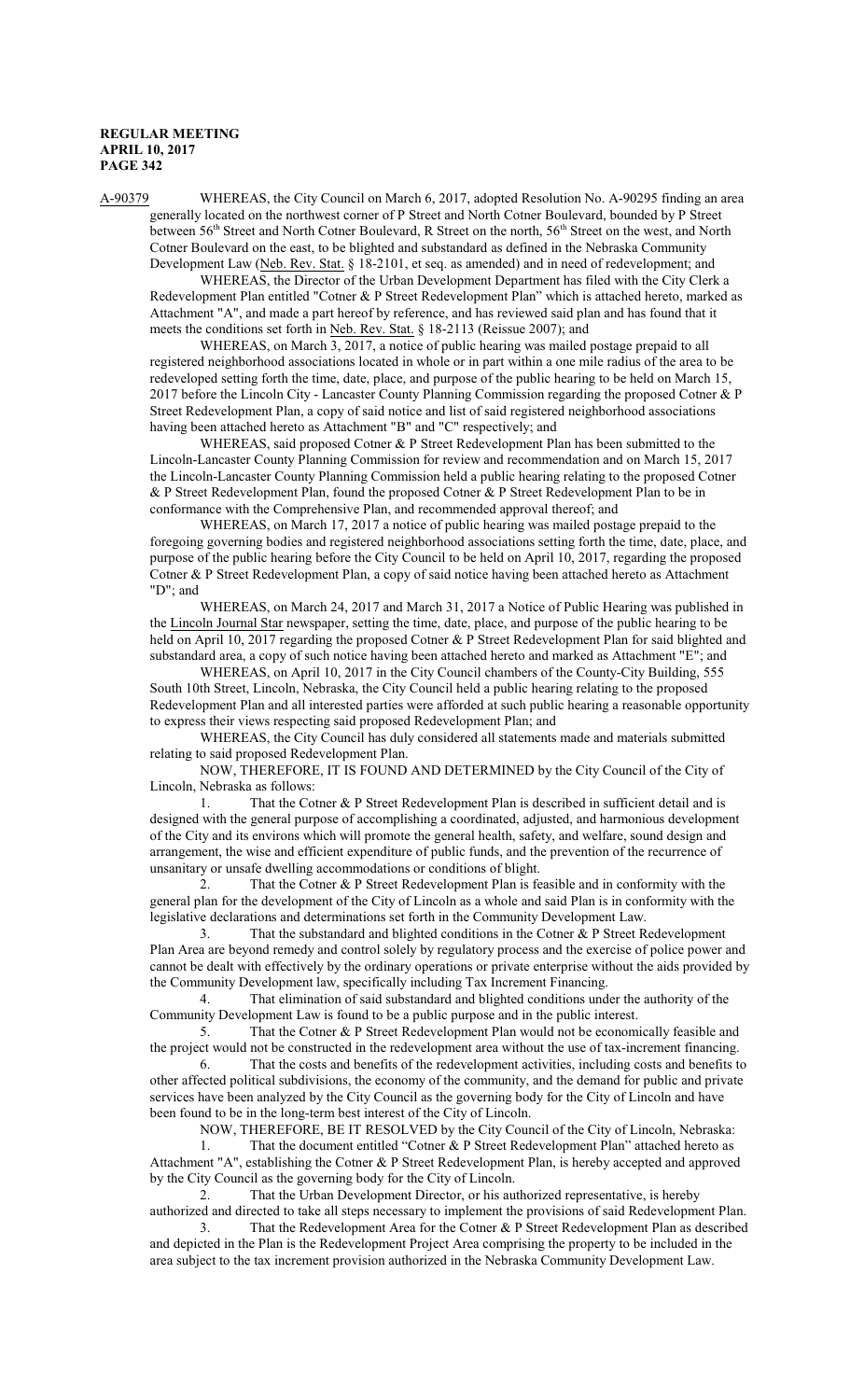A-90379 WHEREAS, the City Council on March 6, 2017, adopted Resolution No. A-90295 finding an area generally located on the northwest corner of P Street and North Cotner Boulevard, bounded by P Street between 56th Street and North Cotner Boulevard, R Street on the north, 56th Street on the west, and North Cotner Boulevard on the east, to be blighted and substandard as defined in the Nebraska Community Development Law (Neb. Rev. Stat. § 18-2101, et seq. as amended) and in need of redevelopment; and

WHEREAS, the Director of the Urban Development Department has filed with the City Clerk a Redevelopment Plan entitled "Cotner & P Street Redevelopment Plan" which is attached hereto, marked as Attachment "A", and made a part hereof by reference, and has reviewed said plan and has found that it meets the conditions set forth in Neb. Rev. Stat. § 18-2113 (Reissue 2007); and

WHEREAS, on March 3, 2017, a notice of public hearing was mailed postage prepaid to all registered neighborhood associations located in whole or in part within a one mile radius of the area to be redeveloped setting forth the time, date, place, and purpose of the public hearing to be held on March 15, 2017 before the Lincoln City - Lancaster County Planning Commission regarding the proposed Cotner & P Street Redevelopment Plan, a copy of said notice and list of said registered neighborhood associations having been attached hereto as Attachment "B" and "C" respectively; and

WHEREAS, said proposed Cotner & P Street Redevelopment Plan has been submitted to the Lincoln-Lancaster County Planning Commission for review and recommendation and on March 15, 2017 the Lincoln-Lancaster County Planning Commission held a public hearing relating to the proposed Cotner & P Street Redevelopment Plan, found the proposed Cotner & P Street Redevelopment Plan to be in conformance with the Comprehensive Plan, and recommended approval thereof; and

WHEREAS, on March 17, 2017 a notice of public hearing was mailed postage prepaid to the foregoing governing bodies and registered neighborhood associations setting forth the time, date, place, and purpose of the public hearing before the City Council to be held on April 10, 2017, regarding the proposed Cotner & P Street Redevelopment Plan, a copy of said notice having been attached hereto as Attachment "D"; and

WHEREAS, on March 24, 2017 and March 31, 2017 a Notice of Public Hearing was published in the Lincoln Journal Star newspaper, setting the time, date, place, and purpose of the public hearing to be held on April 10, 2017 regarding the proposed Cotner & P Street Redevelopment Plan for said blighted and substandard area, a copy of such notice having been attached hereto and marked as Attachment "E"; and

WHEREAS, on April 10, 2017 in the City Council chambers of the County-City Building, 555 South 10th Street, Lincoln, Nebraska, the City Council held a public hearing relating to the proposed Redevelopment Plan and all interested parties were afforded at such public hearing a reasonable opportunity to express their views respecting said proposed Redevelopment Plan; and

WHEREAS, the City Council has duly considered all statements made and materials submitted relating to said proposed Redevelopment Plan.

NOW, THEREFORE, IT IS FOUND AND DETERMINED by the City Council of the City of Lincoln, Nebraska as follows:

1. That the Cotner & P Street Redevelopment Plan is described in sufficient detail and is designed with the general purpose of accomplishing a coordinated, adjusted, and harmonious development of the City and its environs which will promote the general health, safety, and welfare, sound design and arrangement, the wise and efficient expenditure of public funds, and the prevention of the recurrence of unsanitary or unsafe dwelling accommodations or conditions of blight.

2. That the Cotner & P Street Redevelopment Plan is feasible and in conformity with the general plan for the development of the City of Lincoln as a whole and said Plan is in conformity with the legislative declarations and determinations set forth in the Community Development Law.

3. That the substandard and blighted conditions in the Cotner & P Street Redevelopment Plan Area are beyond remedy and control solely by regulatory process and the exercise of police power and cannot be dealt with effectively by the ordinary operations or private enterprise without the aids provided by the Community Development law, specifically including Tax Increment Financing.

4. That elimination of said substandard and blighted conditions under the authority of the Community Development Law is found to be a public purpose and in the public interest.

5. That the Cotner & P Street Redevelopment Plan would not be economically feasible and the project would not be constructed in the redevelopment area without the use of tax-increment financing.

6. That the costs and benefits of the redevelopment activities, including costs and benefits to other affected political subdivisions, the economy of the community, and the demand for public and private services have been analyzed by the City Council as the governing body for the City of Lincoln and have been found to be in the long-term best interest of the City of Lincoln.

NOW, THEREFORE, BE IT RESOLVED by the City Council of the City of Lincoln, Nebraska:

1. That the document entitled "Cotner & P Street Redevelopment Plan" attached hereto as Attachment "A", establishing the Cotner & P Street Redevelopment Plan, is hereby accepted and approved by the City Council as the governing body for the City of Lincoln.

2. That the Urban Development Director, or his authorized representative, is hereby authorized and directed to take all steps necessary to implement the provisions of said Redevelopment Plan.

3. That the Redevelopment Area for the Cotner & P Street Redevelopment Plan as described and depicted in the Plan is the Redevelopment Project Area comprising the property to be included in the area subject to the tax increment provision authorized in the Nebraska Community Development Law.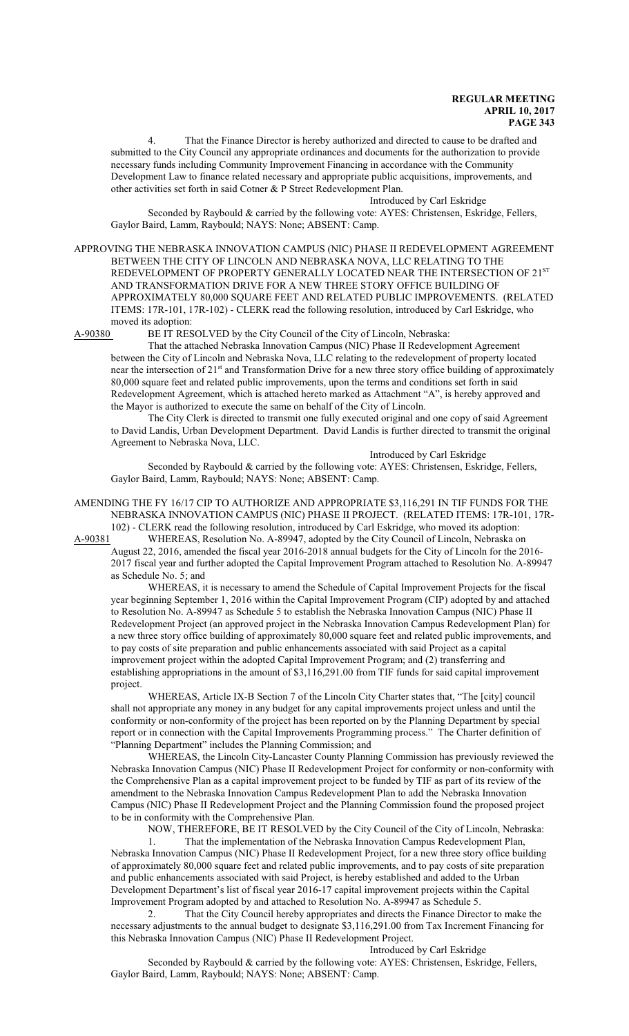4. That the Finance Director is hereby authorized and directed to cause to be drafted and submitted to the City Council any appropriate ordinances and documents for the authorization to provide necessary funds including Community Improvement Financing in accordance with the Community Development Law to finance related necessary and appropriate public acquisitions, improvements, and other activities set forth in said Cotner & P Street Redevelopment Plan.

Introduced by Carl Eskridge

Seconded by Raybould & carried by the following vote: AYES: Christensen, Eskridge, Fellers, Gaylor Baird, Lamm, Raybould; NAYS: None; ABSENT: Camp.

APPROVING THE NEBRASKA INNOVATION CAMPUS (NIC) PHASE II REDEVELOPMENT AGREEMENT BETWEEN THE CITY OF LINCOLN AND NEBRASKA NOVA, LLC RELATING TO THE REDEVELOPMENT OF PROPERTY GENERALLY LOCATED NEAR THE INTERSECTION OF 21ST AND TRANSFORMATION DRIVE FOR A NEW THREE STORY OFFICE BUILDING OF APPROXIMATELY 80,000 SQUARE FEET AND RELATED PUBLIC IMPROVEMENTS. (RELATED ITEMS: 17R-101, 17R-102) - CLERK read the following resolution, introduced by Carl Eskridge, who moved its adoption:

A-90380 BE IT RESOLVED by the City Council of the City of Lincoln, Nebraska:

That the attached Nebraska Innovation Campus (NIC) Phase II Redevelopment Agreement between the City of Lincoln and Nebraska Nova, LLC relating to the redevelopment of property located near the intersection of 21st and Transformation Drive for a new three story office building of approximately 80,000 square feet and related public improvements, upon the terms and conditions set forth in said Redevelopment Agreement, which is attached hereto marked as Attachment "A", is hereby approved and the Mayor is authorized to execute the same on behalf of the City of Lincoln.

The City Clerk is directed to transmit one fully executed original and one copy of said Agreement to David Landis, Urban Development Department. David Landis is further directed to transmit the original Agreement to Nebraska Nova, LLC.

Introduced by Carl Eskridge

Seconded by Raybould & carried by the following vote: AYES: Christensen, Eskridge, Fellers, Gaylor Baird, Lamm, Raybould; NAYS: None; ABSENT: Camp.

AMENDING THE FY 16/17 CIP TO AUTHORIZE AND APPROPRIATE $3,116,291 IN TIF FUNDS FOR THE NEBRASKA INNOVATION CAMPUS (NIC) PHASE II PROJECT. (RELATED ITEMS: 17R-101, 17R-102) - CLERK read the following resolution, introduced by Carl Eskridge, who moved its adoption:

A-90381 WHEREAS, Resolution No. A-89947, adopted by the City Council of Lincoln, Nebraska on August 22, 2016, amended the fiscal year 2016-2018 annual budgets for the City of Lincoln for the 2016-2017 fiscal year and further adopted the Capital Improvement Program attached to Resolution No. A-89947 as Schedule No. 5; and

WHEREAS, it is necessary to amend the Schedule of Capital Improvement Projects for the fiscal year beginning September 1, 2016 within the Capital Improvement Program (CIP) adopted by and attached to Resolution No. A-89947 as Schedule 5 to establish the Nebraska Innovation Campus (NIC) Phase II Redevelopment Project (an approved project in the Nebraska Innovation Campus Redevelopment Plan) for a new three story office building of approximately 80,000 square feet and related public improvements, and to pay costs of site preparation and public enhancements associated with said Project as a capital improvement project within the adopted Capital Improvement Program; and (2) transferring and establishing appropriations in the amount of $3,116,291.00 from TIF funds for said capital improvement project.

WHEREAS, Article IX-B Section 7 of the Lincoln City Charter states that, "The [city] council shall not appropriate any money in any budget for any capital improvements project unless and until the conformity or non-conformity of the project has been reported on by the Planning Department by special report or in connection with the Capital Improvements Programming process." The Charter definition of "Planning Department" includes the Planning Commission; and

WHEREAS, the Lincoln City-Lancaster County Planning Commission has previously reviewed the Nebraska Innovation Campus (NIC) Phase II Redevelopment Project for conformity or non-conformity with the Comprehensive Plan as a capital improvement project to be funded by TIF as part of its review of the amendment to the Nebraska Innovation Campus Redevelopment Plan to add the Nebraska Innovation Campus (NIC) Phase II Redevelopment Project and the Planning Commission found the proposed project to be in conformity with the Comprehensive Plan.

NOW, THEREFORE, BE IT RESOLVED by the City Council of the City of Lincoln, Nebraska:

1. That the implementation of the Nebraska Innovation Campus Redevelopment Plan, Nebraska Innovation Campus (NIC) Phase II Redevelopment Project, for a new three story office building of approximately 80,000 square feet and related public improvements, and to pay costs of site preparation and public enhancements associated with said Project, is hereby established and added to the Urban Development Department's list of fiscal year 2016-17 capital improvement projects within the Capital Improvement Program adopted by and attached to Resolution No. A-89947 as Schedule 5.

2. That the City Council hereby appropriates and directs the Finance Director to make the necessary adjustments to the annual budget to designate $3,116,291.00 from Tax Increment Financing for this Nebraska Innovation Campus (NIC) Phase II Redevelopment Project.

Introduced by Carl Eskridge

Seconded by Raybould & carried by the following vote: AYES: Christensen, Eskridge, Fellers, Gaylor Baird, Lamm, Raybould; NAYS: None; ABSENT: Camp.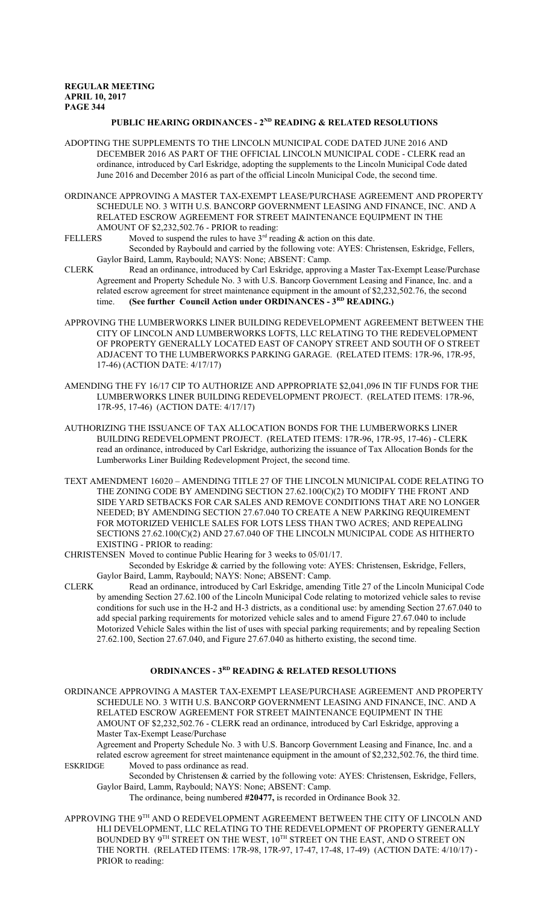**REGULAR MEETING**
**APRIL 10, 2017**
**PAGE 344**

## PUBLIC HEARING ORDINANCES - 2ND READING & RELATED RESOLUTIONS

ADOPTING THE SUPPLEMENTS TO THE LINCOLN MUNICIPAL CODE DATED JUNE 2016 AND DECEMBER 2016 AS PART OF THE OFFICIAL LINCOLN MUNICIPAL CODE - CLERK read an ordinance, introduced by Carl Eskridge, adopting the supplements to the Lincoln Municipal Code dated June 2016 and December 2016 as part of the official Lincoln Municipal Code, the second time.

ORDINANCE APPROVING A MASTER TAX-EXEMPT LEASE/PURCHASE AGREEMENT AND PROPERTY SCHEDULE NO. 3 WITH U.S. BANCORP GOVERNMENT LEASING AND FINANCE, INC. AND A RELATED ESCROW AGREEMENT FOR STREET MAINTENANCE EQUIPMENT IN THE AMOUNT OF $2,232,502.76 - PRIOR to reading:

FELLERS Moved to suspend the rules to have 3rd reading & action on this date.
Seconded by Raybould and carried by the following vote: AYES: Christensen, Eskridge, Fellers, Gaylor Baird, Lamm, Raybould; NAYS: None; ABSENT: Camp.

CLERK Read an ordinance, introduced by Carl Eskridge, approving a Master Tax-Exempt Lease/Purchase Agreement and Property Schedule No. 3 with U.S. Bancorp Government Leasing and Finance, Inc. and a related escrow agreement for street maintenance equipment in the amount of $2,232,502.76, the second time. **(See further Council Action under ORDINANCES - 3RD READING.)**

APPROVING THE LUMBERWORKS LINER BUILDING REDEVELOPMENT AGREEMENT BETWEEN THE CITY OF LINCOLN AND LUMBERWORKS LOFTS, LLC RELATING TO THE REDEVELOPMENT OF PROPERTY GENERALLY LOCATED EAST OF CANOPY STREET AND SOUTH OF O STREET ADJACENT TO THE LUMBERWORKS PARKING GARAGE. (RELATED ITEMS: 17R-96, 17R-95, 17-46) (ACTION DATE: 4/17/17)

AMENDING THE FY 16/17 CIP TO AUTHORIZE AND APPROPRIATE $2,041,096 IN TIF FUNDS FOR THE LUMBERWORKS LINER BUILDING REDEVELOPMENT PROJECT. (RELATED ITEMS: 17R-96, 17R-95, 17-46) (ACTION DATE: 4/17/17)

AUTHORIZING THE ISSUANCE OF TAX ALLOCATION BONDS FOR THE LUMBERWORKS LINER BUILDING REDEVELOPMENT PROJECT. (RELATED ITEMS: 17R-96, 17R-95, 17-46) - CLERK read an ordinance, introduced by Carl Eskridge, authorizing the issuance of Tax Allocation Bonds for the Lumberworks Liner Building Redevelopment Project, the second time.

TEXT AMENDMENT 16020 – AMENDING TITLE 27 OF THE LINCOLN MUNICIPAL CODE RELATING TO THE ZONING CODE BY AMENDING SECTION 27.62.100(C)(2) TO MODIFY THE FRONT AND SIDE YARD SETBACKS FOR CAR SALES AND REMOVE CONDITIONS THAT ARE NO LONGER NEEDED; BY AMENDING SECTION 27.67.040 TO CREATE A NEW PARKING REQUIREMENT FOR MOTORIZED VEHICLE SALES FOR LOTS LESS THAN TWO ACRES; AND REPEALING SECTIONS 27.62.100(C)(2) AND 27.67.040 OF THE LINCOLN MUNICIPAL CODE AS HITHERTO EXISTING - PRIOR to reading:

CHRISTENSEN Moved to continue Public Hearing for 3 weeks to 05/01/17.
Seconded by Eskridge & carried by the following vote: AYES: Christensen, Eskridge, Fellers, Gaylor Baird, Lamm, Raybould; NAYS: None; ABSENT: Camp.

CLERK Read an ordinance, introduced by Carl Eskridge, amending Title 27 of the Lincoln Municipal Code by amending Section 27.62.100 of the Lincoln Municipal Code relating to motorized vehicle sales to revise conditions for such use in the H-2 and H-3 districts, as a conditional use: by amending Section 27.67.040 to add special parking requirements for motorized vehicle sales and to amend Figure 27.67.040 to include Motorized Vehicle Sales within the list of uses with special parking requirements; and by repealing Section 27.62.100, Section 27.67.040, and Figure 27.67.040 as hitherto existing, the second time.

## ORDINANCES - 3RD READING & RELATED RESOLUTIONS

ORDINANCE APPROVING A MASTER TAX-EXEMPT LEASE/PURCHASE AGREEMENT AND PROPERTY SCHEDULE NO. 3 WITH U.S. BANCORP GOVERNMENT LEASING AND FINANCE, INC. AND A RELATED ESCROW AGREEMENT FOR STREET MAINTENANCE EQUIPMENT IN THE AMOUNT OF $2,232,502.76 - CLERK read an ordinance, introduced by Carl Eskridge, approving a Master Tax-Exempt Lease/Purchase Agreement and Property Schedule No. 3 with U.S. Bancorp Government Leasing and Finance, Inc. and a related escrow agreement for street maintenance equipment in the amount of $2,232,502.76, the third time.

ESKRIDGE Moved to pass ordinance as read.
Seconded by Christensen & carried by the following vote: AYES: Christensen, Eskridge, Fellers, Gaylor Baird, Lamm, Raybould; NAYS: None; ABSENT: Camp.
The ordinance, being numbered **#20477,** is recorded in Ordinance Book 32.

APPROVING THE 9TH AND O REDEVELOPMENT AGREEMENT BETWEEN THE CITY OF LINCOLN AND HLI DEVELOPMENT, LLC RELATING TO THE REDEVELOPMENT OF PROPERTY GENERALLY BOUNDED BY 9TH STREET ON THE WEST, 10TH STREET ON THE EAST, AND O STREET ON THE NORTH. (RELATED ITEMS: 17R-98, 17R-97, 17-47, 17-48, 17-49) (ACTION DATE: 4/10/17) - PRIOR to reading: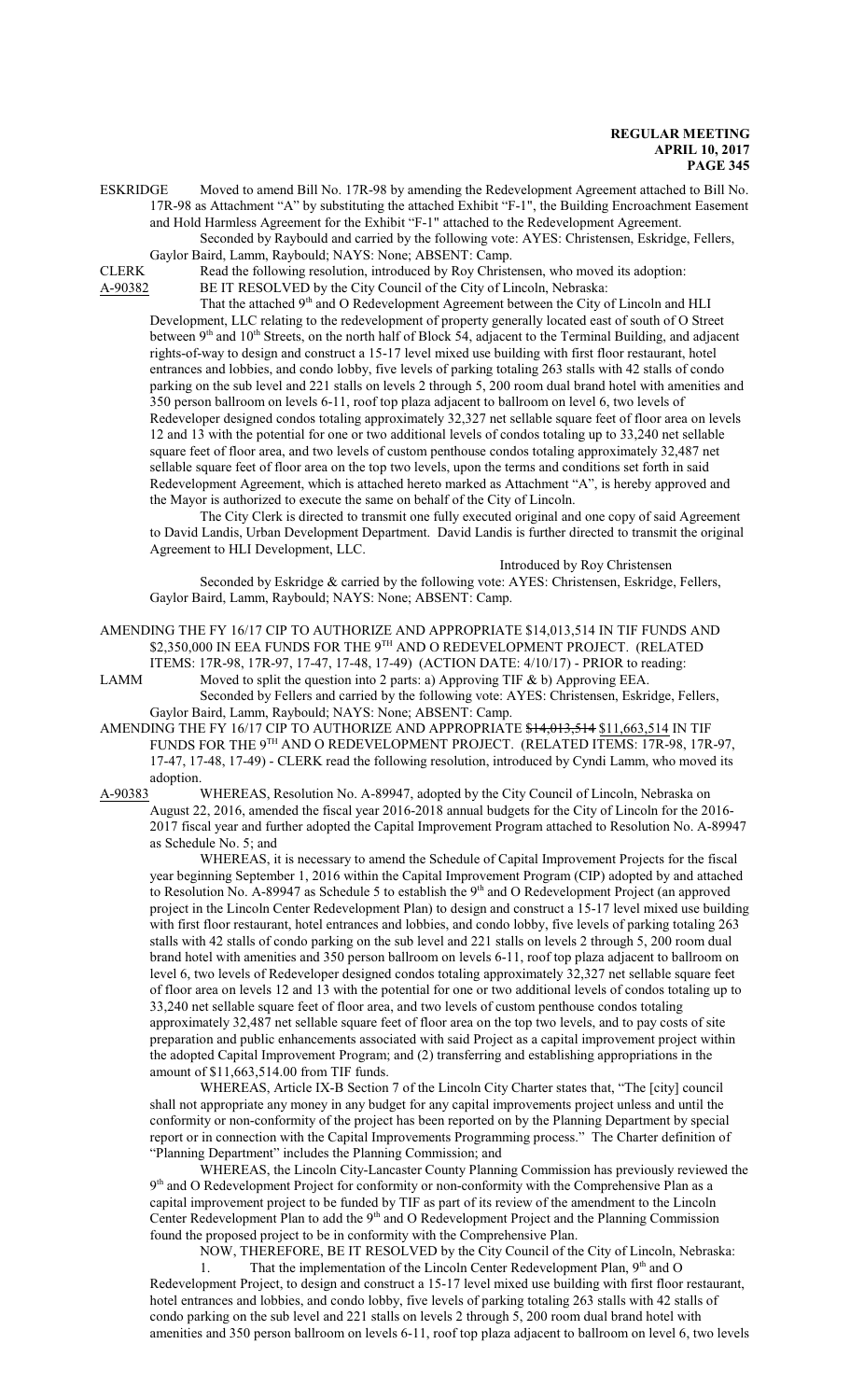ESKRIDGE Moved to amend Bill No. 17R-98 by amending the Redevelopment Agreement attached to Bill No. 17R-98 as Attachment "A" by substituting the attached Exhibit "F-1", the Building Encroachment Easement and Hold Harmless Agreement for the Exhibit "F-1" attached to the Redevelopment Agreement.

Seconded by Raybould and carried by the following vote: AYES: Christensen, Eskridge, Fellers, Gaylor Baird, Lamm, Raybould; NAYS: None; ABSENT: Camp.

CLERK Read the following resolution, introduced by Roy Christensen, who moved its adoption:

A-90382 BE IT RESOLVED by the City Council of the City of Lincoln, Nebraska:

That the attached 9th and O Redevelopment Agreement between the City of Lincoln and HLI Development, LLC relating to the redevelopment of property generally located east of south of O Street between 9th and 10th Streets, on the north half of Block 54, adjacent to the Terminal Building, and adjacent rights-of-way to design and construct a 15-17 level mixed use building with first floor restaurant, hotel entrances and lobbies, and condo lobby, five levels of parking totaling 263 stalls with 42 stalls of condo parking on the sub level and 221 stalls on levels 2 through 5, 200 room dual brand hotel with amenities and 350 person ballroom on levels 6-11, roof top plaza adjacent to ballroom on level 6, two levels of Redeveloper designed condos totaling approximately 32,327 net sellable square feet of floor area on levels 12 and 13 with the potential for one or two additional levels of condos totaling up to 33,240 net sellable square feet of floor area, and two levels of custom penthouse condos totaling approximately 32,487 net sellable square feet of floor area on the top two levels, upon the terms and conditions set forth in said Redevelopment Agreement, which is attached hereto marked as Attachment "A", is hereby approved and the Mayor is authorized to execute the same on behalf of the City of Lincoln.

The City Clerk is directed to transmit one fully executed original and one copy of said Agreement to David Landis, Urban Development Department. David Landis is further directed to transmit the original Agreement to HLI Development, LLC.

Introduced by Roy Christensen

Seconded by Eskridge & carried by the following vote: AYES: Christensen, Eskridge, Fellers, Gaylor Baird, Lamm, Raybould; NAYS: None; ABSENT: Camp.

AMENDING THE FY 16/17 CIP TO AUTHORIZE AND APPROPRIATE $14,013,514 IN TIF FUNDS AND $2,350,000 IN EEA FUNDS FOR THE 9TH AND O REDEVELOPMENT PROJECT. (RELATED ITEMS: 17R-98, 17R-97, 17-47, 17-48, 17-49) (ACTION DATE: 4/10/17) - PRIOR to reading:

LAMM Moved to split the question into 2 parts: a) Approving TIF & b) Approving EEA.

Seconded by Fellers and carried by the following vote: AYES: Christensen, Eskridge, Fellers, Gaylor Baird, Lamm, Raybould; NAYS: None; ABSENT: Camp.

AMENDING THE FY 16/17 CIP TO AUTHORIZE AND APPROPRIATE ~~$14,013,514~~ $11,663,514 IN TIF FUNDS FOR THE 9TH AND O REDEVELOPMENT PROJECT. (RELATED ITEMS: 17R-98, 17R-97, 17-47, 17-48, 17-49) - CLERK read the following resolution, introduced by Cyndi Lamm, who moved its adoption.

A-90383 WHEREAS, Resolution No. A-89947, adopted by the City Council of Lincoln, Nebraska on August 22, 2016, amended the fiscal year 2016-2018 annual budgets for the City of Lincoln for the 2016-2017 fiscal year and further adopted the Capital Improvement Program attached to Resolution No. A-89947 as Schedule No. 5; and

WHEREAS, it is necessary to amend the Schedule of Capital Improvement Projects for the fiscal year beginning September 1, 2016 within the Capital Improvement Program (CIP) adopted by and attached to Resolution No. A-89947 as Schedule 5 to establish the 9th and O Redevelopment Project (an approved project in the Lincoln Center Redevelopment Plan) to design and construct a 15-17 level mixed use building with first floor restaurant, hotel entrances and lobbies, and condo lobby, five levels of parking totaling 263 stalls with 42 stalls of condo parking on the sub level and 221 stalls on levels 2 through 5, 200 room dual brand hotel with amenities and 350 person ballroom on levels 6-11, roof top plaza adjacent to ballroom on level 6, two levels of Redeveloper designed condos totaling approximately 32,327 net sellable square feet of floor area on levels 12 and 13 with the potential for one or two additional levels of condos totaling up to 33,240 net sellable square feet of floor area, and two levels of custom penthouse condos totaling approximately 32,487 net sellable square feet of floor area on the top two levels, and to pay costs of site preparation and public enhancements associated with said Project as a capital improvement project within the adopted Capital Improvement Program; and (2) transferring and establishing appropriations in the amount of $11,663,514.00 from TIF funds.

WHEREAS, Article IX-B Section 7 of the Lincoln City Charter states that, "The [city] council shall not appropriate any money in any budget for any capital improvements project unless and until the conformity or non-conformity of the project has been reported on by the Planning Department by special report or in connection with the Capital Improvements Programming process." The Charter definition of "Planning Department" includes the Planning Commission; and

WHEREAS, the Lincoln City-Lancaster County Planning Commission has previously reviewed the 9th and O Redevelopment Project for conformity or non-conformity with the Comprehensive Plan as a capital improvement project to be funded by TIF as part of its review of the amendment to the Lincoln Center Redevelopment Plan to add the 9th and O Redevelopment Project and the Planning Commission found the proposed project to be in conformity with the Comprehensive Plan.

NOW, THEREFORE, BE IT RESOLVED by the City Council of the City of Lincoln, Nebraska:

1. That the implementation of the Lincoln Center Redevelopment Plan, 9th and O Redevelopment Project, to design and construct a 15-17 level mixed use building with first floor restaurant, hotel entrances and lobbies, and condo lobby, five levels of parking totaling 263 stalls with 42 stalls of condo parking on the sub level and 221 stalls on levels 2 through 5, 200 room dual brand hotel with amenities and 350 person ballroom on levels 6-11, roof top plaza adjacent to ballroom on level 6, two levels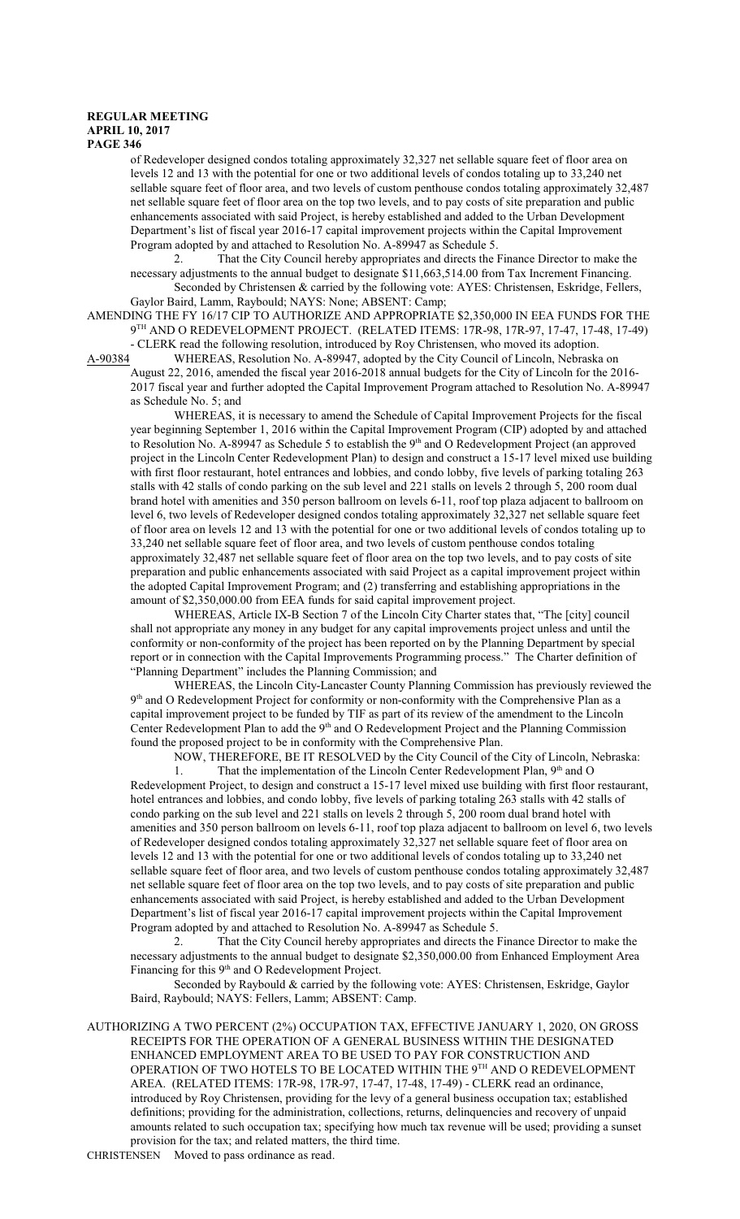of Redeveloper designed condos totaling approximately 32,327 net sellable square feet of floor area on levels 12 and 13 with the potential for one or two additional levels of condos totaling up to 33,240 net sellable square feet of floor area, and two levels of custom penthouse condos totaling approximately 32,487 net sellable square feet of floor area on the top two levels, and to pay costs of site preparation and public enhancements associated with said Project, is hereby established and added to the Urban Development Department's list of fiscal year 2016-17 capital improvement projects within the Capital Improvement Program adopted by and attached to Resolution No. A-89947 as Schedule 5.

2. That the City Council hereby appropriates and directs the Finance Director to make the necessary adjustments to the annual budget to designate $11,663,514.00 from Tax Increment Financing.

Seconded by Christensen & carried by the following vote: AYES: Christensen, Eskridge, Fellers, Gaylor Baird, Lamm, Raybould; NAYS: None; ABSENT: Camp;

AMENDING THE FY 16/17 CIP TO AUTHORIZE AND APPROPRIATE $2,350,000 IN EEA FUNDS FOR THE 9TH AND O REDEVELOPMENT PROJECT. (RELATED ITEMS: 17R-98, 17R-97, 17-47, 17-48, 17-49) - CLERK read the following resolution, introduced by Roy Christensen, who moved its adoption.

A-90384 WHEREAS, Resolution No. A-89947, adopted by the City Council of Lincoln, Nebraska on August 22, 2016, amended the fiscal year 2016-2018 annual budgets for the City of Lincoln for the 2016-2017 fiscal year and further adopted the Capital Improvement Program attached to Resolution No. A-89947 as Schedule No. 5; and

WHEREAS, it is necessary to amend the Schedule of Capital Improvement Projects for the fiscal year beginning September 1, 2016 within the Capital Improvement Program (CIP) adopted by and attached to Resolution No. A-89947 as Schedule 5 to establish the 9th and O Redevelopment Project (an approved project in the Lincoln Center Redevelopment Plan) to design and construct a 15-17 level mixed use building with first floor restaurant, hotel entrances and lobbies, and condo lobby, five levels of parking totaling 263 stalls with 42 stalls of condo parking on the sub level and 221 stalls on levels 2 through 5, 200 room dual brand hotel with amenities and 350 person ballroom on levels 6-11, roof top plaza adjacent to ballroom on level 6, two levels of Redeveloper designed condos totaling approximately 32,327 net sellable square feet of floor area on levels 12 and 13 with the potential for one or two additional levels of condos totaling up to 33,240 net sellable square feet of floor area, and two levels of custom penthouse condos totaling approximately 32,487 net sellable square feet of floor area on the top two levels, and to pay costs of site preparation and public enhancements associated with said Project as a capital improvement project within the adopted Capital Improvement Program; and (2) transferring and establishing appropriations in the amount of $2,350,000.00 from EEA funds for said capital improvement project.

WHEREAS, Article IX-B Section 7 of the Lincoln City Charter states that, "The [city] council shall not appropriate any money in any budget for any capital improvements project unless and until the conformity or non-conformity of the project has been reported on by the Planning Department by special report or in connection with the Capital Improvements Programming process." The Charter definition of "Planning Department" includes the Planning Commission; and

WHEREAS, the Lincoln City-Lancaster County Planning Commission has previously reviewed the 9th and O Redevelopment Project for conformity or non-conformity with the Comprehensive Plan as a capital improvement project to be funded by TIF as part of its review of the amendment to the Lincoln Center Redevelopment Plan to add the 9th and O Redevelopment Project and the Planning Commission found the proposed project to be in conformity with the Comprehensive Plan.

NOW, THEREFORE, BE IT RESOLVED by the City Council of the City of Lincoln, Nebraska:

1. That the implementation of the Lincoln Center Redevelopment Plan, 9th and O Redevelopment Project, to design and construct a 15-17 level mixed use building with first floor restaurant, hotel entrances and lobbies, and condo lobby, five levels of parking totaling 263 stalls with 42 stalls of condo parking on the sub level and 221 stalls on levels 2 through 5, 200 room dual brand hotel with amenities and 350 person ballroom on levels 6-11, roof top plaza adjacent to ballroom on level 6, two levels of Redeveloper designed condos totaling approximately 32,327 net sellable square feet of floor area on levels 12 and 13 with the potential for one or two additional levels of condos totaling up to 33,240 net sellable square feet of floor area, and two levels of custom penthouse condos totaling approximately 32,487 net sellable square feet of floor area on the top two levels, and to pay costs of site preparation and public enhancements associated with said Project, is hereby established and added to the Urban Development Department's list of fiscal year 2016-17 capital improvement projects within the Capital Improvement Program adopted by and attached to Resolution No. A-89947 as Schedule 5.

2. That the City Council hereby appropriates and directs the Finance Director to make the necessary adjustments to the annual budget to designate $2,350,000.00 from Enhanced Employment Area Financing for this 9th and O Redevelopment Project.

Seconded by Raybould & carried by the following vote: AYES: Christensen, Eskridge, Gaylor Baird, Raybould; NAYS: Fellers, Lamm; ABSENT: Camp.

AUTHORIZING A TWO PERCENT (2%) OCCUPATION TAX, EFFECTIVE JANUARY 1, 2020, ON GROSS RECEIPTS FOR THE OPERATION OF A GENERAL BUSINESS WITHIN THE DESIGNATED ENHANCED EMPLOYMENT AREA TO BE USED TO PAY FOR CONSTRUCTION AND OPERATION OF TWO HOTELS TO BE LOCATED WITHIN THE 9TH AND O REDEVELOPMENT AREA. (RELATED ITEMS: 17R-98, 17R-97, 17-47, 17-48, 17-49) - CLERK read an ordinance, introduced by Roy Christensen, providing for the levy of a general business occupation tax; established definitions; providing for the administration, collections, returns, delinquencies and recovery of unpaid amounts related to such occupation tax; specifying how much tax revenue will be used; providing a sunset provision for the tax; and related matters, the third time.

CHRISTENSEN Moved to pass ordinance as read.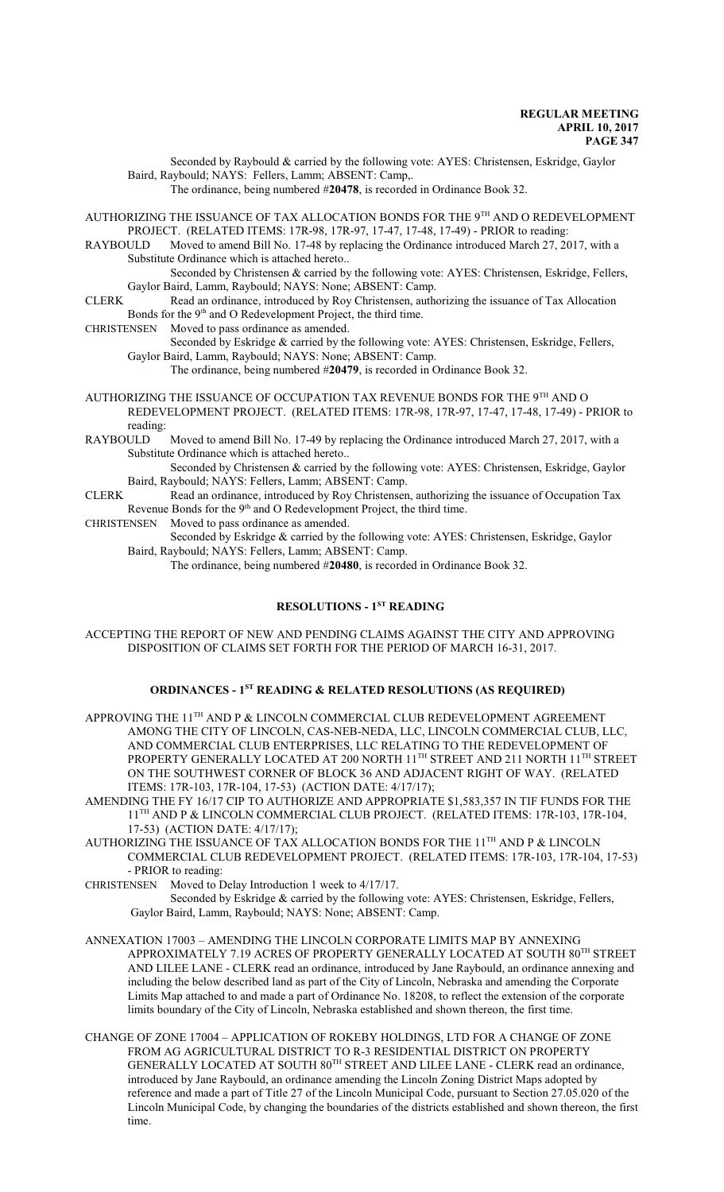Seconded by Raybould & carried by the following vote: AYES: Christensen, Eskridge, Gaylor Baird, Raybould; NAYS: Fellers, Lamm; ABSENT: Camp,.

The ordinance, being numbered #**20478**, is recorded in Ordinance Book 32.

AUTHORIZING THE ISSUANCE OF TAX ALLOCATION BONDS FOR THE 9TH AND O REDEVELOPMENT PROJECT. (RELATED ITEMS: 17R-98, 17R-97, 17-47, 17-48, 17-49) - PRIOR to reading:

RAYBOULD Moved to amend Bill No. 17-48 by replacing the Ordinance introduced March 27, 2017, with a Substitute Ordinance which is attached hereto..

Seconded by Christensen & carried by the following vote: AYES: Christensen, Eskridge, Fellers, Gaylor Baird, Lamm, Raybould; NAYS: None; ABSENT: Camp.

CLERK Read an ordinance, introduced by Roy Christensen, authorizing the issuance of Tax Allocation Bonds for the 9th and O Redevelopment Project, the third time.

CHRISTENSEN Moved to pass ordinance as amended.

Seconded by Eskridge & carried by the following vote: AYES: Christensen, Eskridge, Fellers, Gaylor Baird, Lamm, Raybould; NAYS: None; ABSENT: Camp.

The ordinance, being numbered #**20479**, is recorded in Ordinance Book 32.

AUTHORIZING THE ISSUANCE OF OCCUPATION TAX REVENUE BONDS FOR THE 9TH AND O REDEVELOPMENT PROJECT. (RELATED ITEMS: 17R-98, 17R-97, 17-47, 17-48, 17-49) - PRIOR to reading:

RAYBOULD Moved to amend Bill No. 17-49 by replacing the Ordinance introduced March 27, 2017, with a Substitute Ordinance which is attached hereto..

Seconded by Christensen & carried by the following vote: AYES: Christensen, Eskridge, Gaylor Baird, Raybould; NAYS: Fellers, Lamm; ABSENT: Camp.

CLERK Read an ordinance, introduced by Roy Christensen, authorizing the issuance of Occupation Tax Revenue Bonds for the 9th and O Redevelopment Project, the third time.

CHRISTENSEN Moved to pass ordinance as amended.

Seconded by Eskridge & carried by the following vote: AYES: Christensen, Eskridge, Gaylor Baird, Raybould; NAYS: Fellers, Lamm; ABSENT: Camp.

The ordinance, being numbered #**20480**, is recorded in Ordinance Book 32.

## RESOLUTIONS - 1ST READING

ACCEPTING THE REPORT OF NEW AND PENDING CLAIMS AGAINST THE CITY AND APPROVING DISPOSITION OF CLAIMS SET FORTH FOR THE PERIOD OF MARCH 16-31, 2017.

## ORDINANCES - 1ST READING & RELATED RESOLUTIONS (AS REQUIRED)

APPROVING THE 11TH AND P & LINCOLN COMMERCIAL CLUB REDEVELOPMENT AGREEMENT AMONG THE CITY OF LINCOLN, CAS-NEB-NEDA, LLC, LINCOLN COMMERCIAL CLUB, LLC, AND COMMERCIAL CLUB ENTERPRISES, LLC RELATING TO THE REDEVELOPMENT OF PROPERTY GENERALLY LOCATED AT 200 NORTH 11TH STREET AND 211 NORTH 11TH STREET ON THE SOUTHWEST CORNER OF BLOCK 36 AND ADJACENT RIGHT OF WAY. (RELATED ITEMS: 17R-103, 17R-104, 17-53) (ACTION DATE: 4/17/17);

AMENDING THE FY 16/17 CIP TO AUTHORIZE AND APPROPRIATE $1,583,357 IN TIF FUNDS FOR THE 11TH AND P & LINCOLN COMMERCIAL CLUB PROJECT. (RELATED ITEMS: 17R-103, 17R-104, 17-53) (ACTION DATE: 4/17/17);

AUTHORIZING THE ISSUANCE OF TAX ALLOCATION BONDS FOR THE 11TH AND P & LINCOLN COMMERCIAL CLUB REDEVELOPMENT PROJECT. (RELATED ITEMS: 17R-103, 17R-104, 17-53) - PRIOR to reading:

CHRISTENSEN Moved to Delay Introduction 1 week to 4/17/17.

Seconded by Eskridge & carried by the following vote: AYES: Christensen, Eskridge, Fellers, Gaylor Baird, Lamm, Raybould; NAYS: None; ABSENT: Camp.

ANNEXATION 17003 – AMENDING THE LINCOLN CORPORATE LIMITS MAP BY ANNEXING APPROXIMATELY 7.19 ACRES OF PROPERTY GENERALLY LOCATED AT SOUTH 80TH STREET AND LILEE LANE - CLERK read an ordinance, introduced by Jane Raybould, an ordinance annexing and including the below described land as part of the City of Lincoln, Nebraska and amending the Corporate Limits Map attached to and made a part of Ordinance No. 18208, to reflect the extension of the corporate limits boundary of the City of Lincoln, Nebraska established and shown thereon, the first time.

CHANGE OF ZONE 17004 – APPLICATION OF ROKEBY HOLDINGS, LTD FOR A CHANGE OF ZONE FROM AG AGRICULTURAL DISTRICT TO R-3 RESIDENTIAL DISTRICT ON PROPERTY GENERALLY LOCATED AT SOUTH 80TH STREET AND LILEE LANE - CLERK read an ordinance, introduced by Jane Raybould, an ordinance amending the Lincoln Zoning District Maps adopted by reference and made a part of Title 27 of the Lincoln Municipal Code, pursuant to Section 27.05.020 of the Lincoln Municipal Code, by changing the boundaries of the districts established and shown thereon, the first time.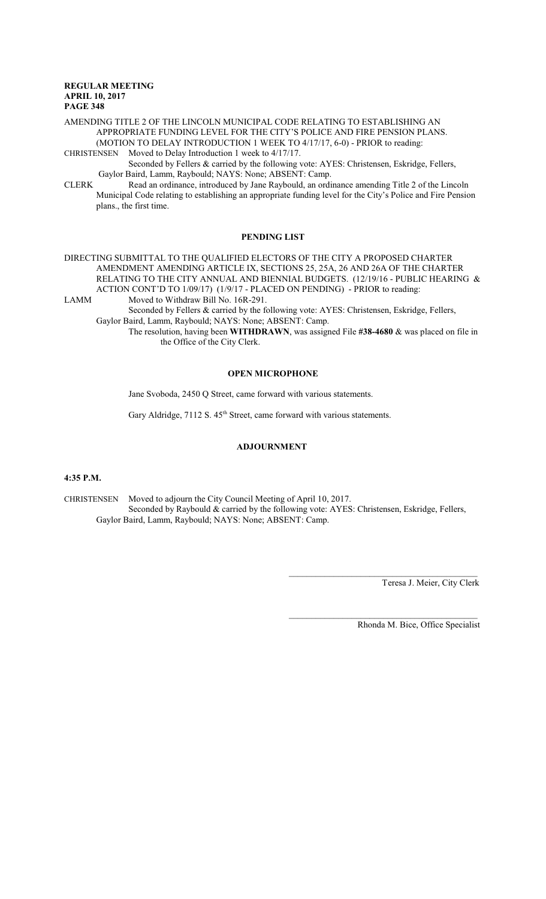AMENDING TITLE 2 OF THE LINCOLN MUNICIPAL CODE RELATING TO ESTABLISHING AN APPROPRIATE FUNDING LEVEL FOR THE CITY'S POLICE AND FIRE PENSION PLANS. (MOTION TO DELAY INTRODUCTION 1 WEEK TO 4/17/17, 6-0) - PRIOR to reading:

CHRISTENSEN Moved to Delay Introduction 1 week to 4/17/17.
Seconded by Fellers & carried by the following vote: AYES: Christensen, Eskridge, Fellers, Gaylor Baird, Lamm, Raybould; NAYS: None; ABSENT: Camp.

CLERK Read an ordinance, introduced by Jane Raybould, an ordinance amending Title 2 of the Lincoln Municipal Code relating to establishing an appropriate funding level for the City's Police and Fire Pension plans., the first time.

## PENDING LIST

DIRECTING SUBMITTAL TO THE QUALIFIED ELECTORS OF THE CITY A PROPOSED CHARTER AMENDMENT AMENDING ARTICLE IX, SECTIONS 25, 25A, 26 AND 26A OF THE CHARTER RELATING TO THE CITY ANNUAL AND BIENNIAL BUDGETS. (12/19/16 - PUBLIC HEARING & ACTION CONT'D TO 1/09/17) (1/9/17 - PLACED ON PENDING) - PRIOR to reading:

LAMM Moved to Withdraw Bill No. 16R-291.
Seconded by Fellers & carried by the following vote: AYES: Christensen, Eskridge, Fellers, Gaylor Baird, Lamm, Raybould; NAYS: None; ABSENT: Camp.
The resolution, having been **WITHDRAWN**, was assigned File **#38-4680** & was placed on file in the Office of the City Clerk.

## OPEN MICROPHONE

Jane Svoboda, 2450 Q Street, came forward with various statements.

Gary Aldridge, 7112 S. 45th Street, came forward with various statements.

## ADJOURNMENT

**4:35 P.M.**

CHRISTENSEN Moved to adjourn the City Council Meeting of April 10, 2017.
Seconded by Raybould & carried by the following vote: AYES: Christensen, Eskridge, Fellers, Gaylor Baird, Lamm, Raybould; NAYS: None; ABSENT: Camp.

\_\_\_\_\_\_\_\_\_\_\_\_\_\_\_\_\_\_\_\_\_\_\_\_\_\_\_\_\_\_\_\_\_\_\_\_\_\_\_\_
Teresa J. Meier, City Clerk

\_\_\_\_\_\_\_\_\_\_\_\_\_\_\_\_\_\_\_\_\_\_\_\_\_\_\_\_\_\_\_\_\_\_\_\_\_\_\_\_
Rhonda M. Bice, Office Specialist